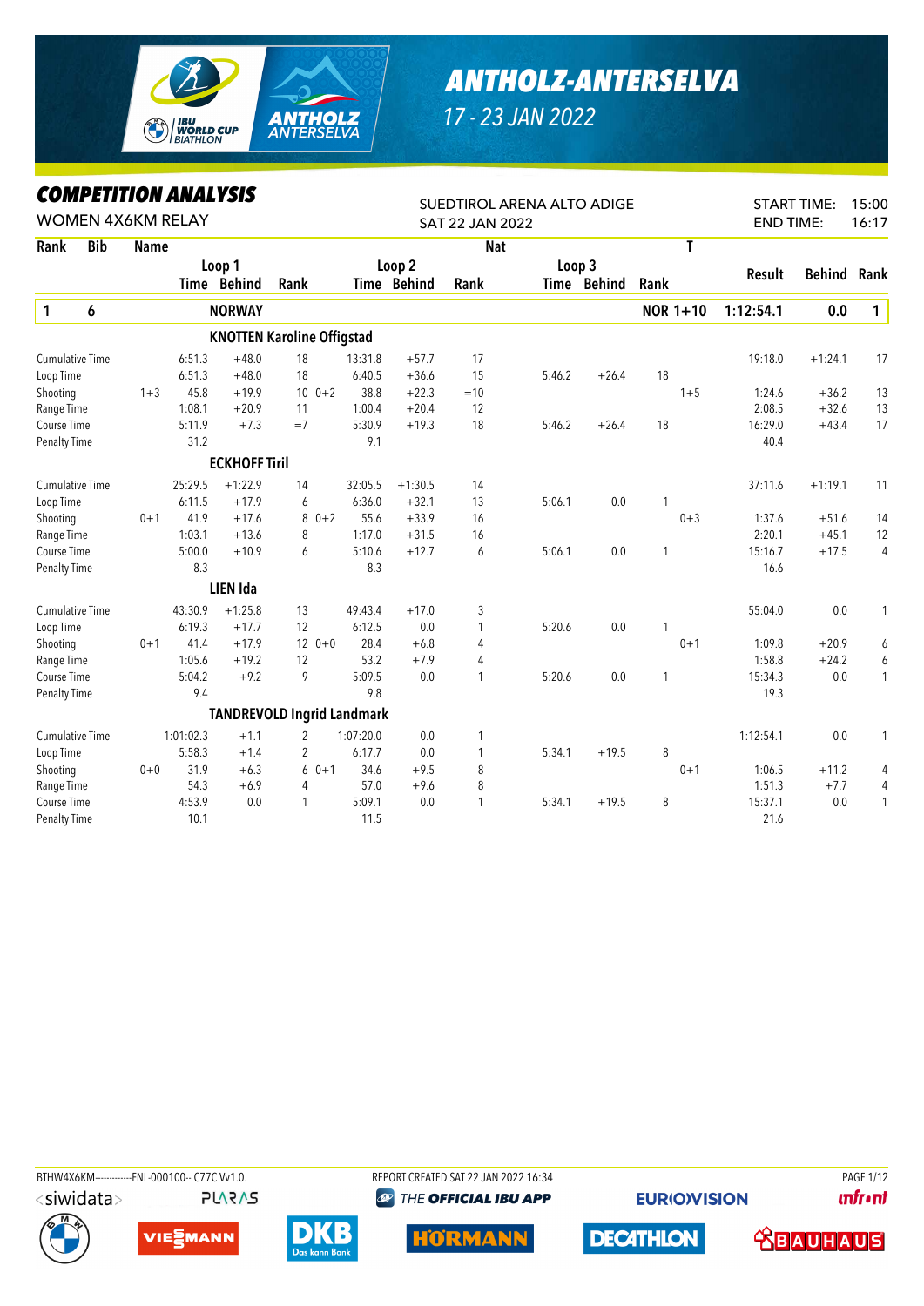# ANTHOLZ-ANTERSELVA

17 - 23 JAN 2022

## COMPETITION ANALYSIS

WOMEN 4X6KM RELAY

SUEDTIROL ARENA ALTO ADIGE
SAT 22 JAN 2022

START TIME: 15:00
END TIME: 16:17

| Rank | Bib | Name | | Loop 1 Time | Loop 1 Behind | Rank | | Loop 2 Time | Loop 2 Behind | Rank | Loop 3 Time | Loop 3 Behind | Rank | T | Result | Behind | Rank |
|---|---|---|---|---|---|---|---|---|---|---|---|---|---|---|---|---|---|
| 1 | 6 | NORWAY | | | | | | | | | | | | NOR 1+10 | 1:12:54.1 | 0.0 | 1 |
| | | **KNOTTEN Karoline Offigstad** | | | | | | | | | | | | | | | |
| | | Cumulative Time | | 6:51.3 | +48.0 | 18 | | 13:31.8 | +57.7 | 17 | | | | | 19:18.0 | +1:24.1 | 17 |
| | | Loop Time | | 6:51.3 | +48.0 | 18 | | 6:40.5 | +36.6 | 15 | 5:46.2 | +26.4 | 18 | | | | |
| | | Shooting | 1+3 | 45.8 | +19.9 | 10 | 0+2 | 38.8 | +22.3 | =10 | | | | 1+5 | 1:24.6 | +36.2 | 13 |
| | | Range Time | | 1:08.1 | +20.9 | 11 | | 1:00.4 | +20.4 | 12 | | | | | 2:08.5 | +32.6 | 13 |
| | | Course Time | | 5:11.9 | +7.3 | =7 | | 5:30.9 | +19.3 | 18 | 5:46.2 | +26.4 | 18 | | 16:29.0 | +43.4 | 17 |
| | | Penalty Time | | 31.2 | | | | 9.1 | | | | | | | 40.4 | | |
| | | **ECKHOFF Tiril** | | | | | | | | | | | | | | | |
| | | Cumulative Time | | 25:29.5 | +1:22.9 | 14 | | 32:05.5 | +1:30.5 | 14 | | | | | 37:11.6 | +1:19.1 | 11 |
| | | Loop Time | | 6:11.5 | +17.9 | 6 | | 6:36.0 | +32.1 | 13 | 5:06.1 | 0.0 | 1 | | | | |
| | | Shooting | 0+1 | 41.9 | +17.6 | 8 | 0+2 | 55.6 | +33.9 | 16 | | | | 0+3 | 1:37.6 | +51.6 | 14 |
| | | Range Time | | 1:03.1 | +13.6 | 8 | | 1:17.0 | +31.5 | 16 | | | | | 2:20.1 | +45.1 | 12 |
| | | Course Time | | 5:00.0 | +10.9 | 6 | | 5:10.6 | +12.7 | 6 | 5:06.1 | 0.0 | 1 | | 15:16.7 | +17.5 | 4 |
| | | Penalty Time | | 8.3 | | | | 8.3 | | | | | | | 16.6 | | |
| | | **LIEN Ida** | | | | | | | | | | | | | | | |
| | | Cumulative Time | | 43:30.9 | +1:25.8 | 13 | | 49:43.4 | +17.0 | 3 | | | | | 55:04.0 | 0.0 | 1 |
| | | Loop Time | | 6:19.3 | +17.7 | 12 | | 6:12.5 | 0.0 | 1 | 5:20.6 | 0.0 | 1 | | | | |
| | | Shooting | 0+1 | 41.4 | +17.9 | 12 | 0+0 | 28.4 | +6.8 | 4 | | | | 0+1 | 1:09.8 | +20.9 | 6 |
| | | Range Time | | 1:05.6 | +19.2 | 12 | | 53.2 | +7.9 | 4 | | | | | 1:58.8 | +24.2 | 6 |
| | | Course Time | | 5:04.2 | +9.2 | 9 | | 5:09.5 | 0.0 | 1 | 5:20.6 | 0.0 | 1 | | 15:34.3 | 0.0 | 1 |
| | | Penalty Time | | 9.4 | | | | 9.8 | | | | | | | 19.3 | | |
| | | **TANDREVOLD Ingrid Landmark** | | | | | | | | | | | | | | | |
| | | Cumulative Time | | 1:01:02.3 | +1.1 | 2 | | 1:07:20.0 | 0.0 | 1 | | | | | 1:12:54.1 | 0.0 | 1 |
| | | Loop Time | | 5:58.3 | +1.4 | 2 | | 6:17.7 | 0.0 | 1 | 5:34.1 | +19.5 | 8 | | | | |
| | | Shooting | 0+0 | 31.9 | +6.3 | 6 | 0+1 | 34.6 | +9.5 | 8 | | | | 0+1 | 1:06.5 | +11.2 | 4 |
| | | Range Time | | 54.3 | +6.9 | 4 | | 57.0 | +9.6 | 8 | | | | | 1:51.3 | +7.7 | 4 |
| | | Course Time | | 4:53.9 | 0.0 | 1 | | 5:09.1 | 0.0 | 1 | 5:34.1 | +19.5 | 8 | | 15:37.1 | 0.0 | 1 |
| | | Penalty Time | | 10.1 | | | | 11.5 | | | | | | | 21.6 | | |

BTHW4X6KM------------FNL-000100-- C77C Vv1.0. REPORT CREATED SAT 22 JAN 2022 16:34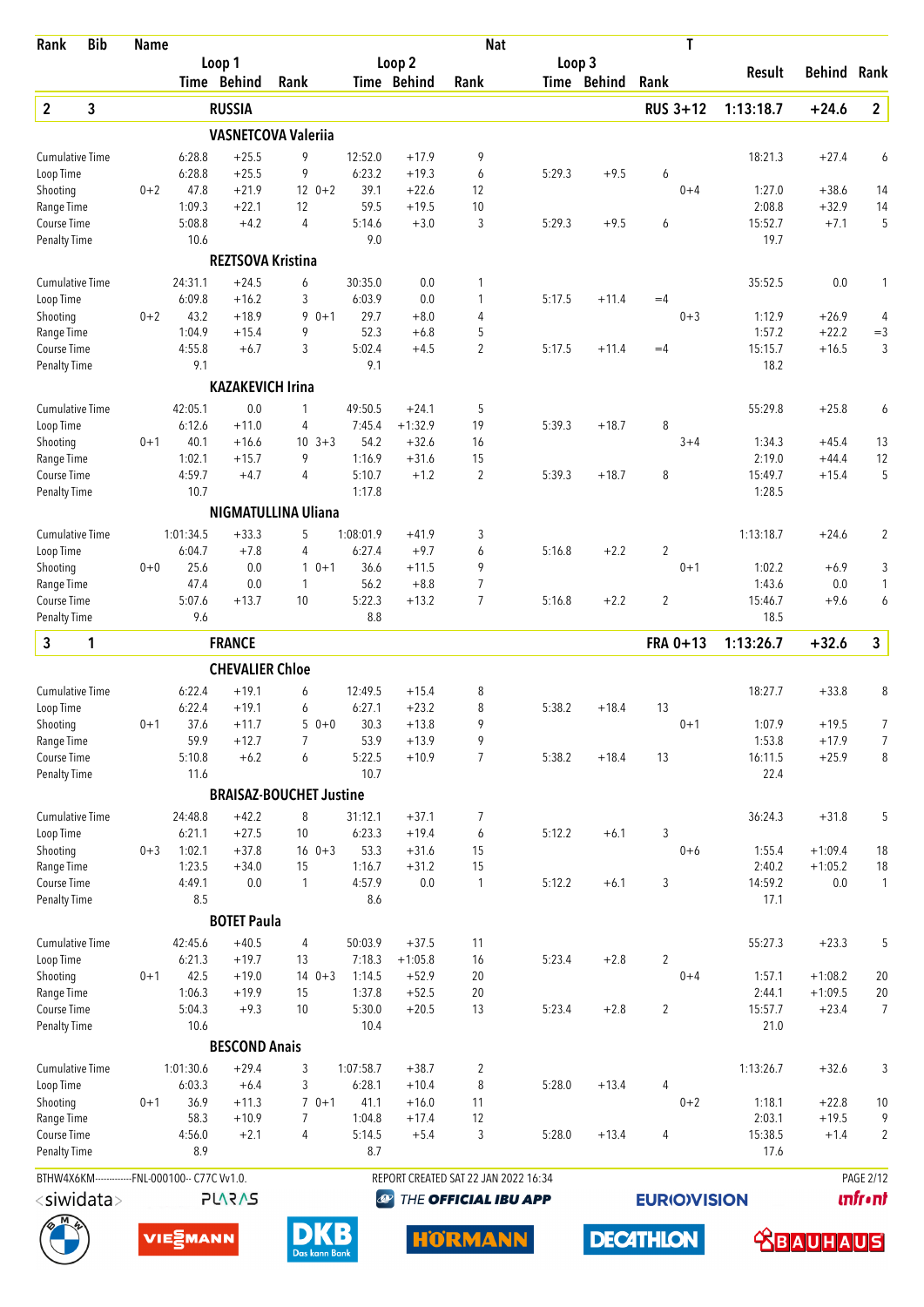| Rank | Bib | Name | Loop 1 Time | Loop 1 Behind | Loop 1 Rank | Loop 2 Time | Loop 2 Behind | Loop 2 Rank | Loop 3 Time | Loop 3 Behind | Loop 3 Rank | T | Result | Behind | Rank |
|---|---|---|---|---|---|---|---|---|---|---|---|---|---|---|---|
| **2** | **3** | **RUSSIA** | | | | | | | | | | **RUS 3+12** | **1:13:18.7** | **+24.6** | **2** |
| | | **VASNETCOVA Valeriia** | | | | | | | | | | | | | |
| Cumulative Time | | | 6:28.8 | +25.5 | 9 | 12:52.0 | +17.9 | 9 | | | | | 18:21.3 | +27.4 | 6 |
| Loop Time | | | 6:28.8 | +25.5 | 9 | 6:23.2 | +19.3 | 6 | 5:29.3 | +9.5 | 6 | | | | |
| Shooting | | 0+2 | 47.8 | +21.9 | 12 0+2 | 39.1 | +22.6 | 12 | | | | 0+4 | 1:27.0 | +38.6 | 14 |
| Range Time | | | 1:09.3 | +22.1 | 12 | 59.5 | +19.5 | 10 | | | | | 2:08.8 | +32.9 | 14 |
| Course Time | | | 5:08.8 | +4.2 | 4 | 5:14.6 | +3.0 | 3 | 5:29.3 | +9.5 | 6 | | 15:52.7 | +7.1 | 5 |
| Penalty Time | | | 10.6 | | | 9.0 | | | | | | | 19.7 | | |
| | | **REZTSOVA Kristina** | | | | | | | | | | | | | |
| Cumulative Time | | | 24:31.1 | +24.5 | 6 | 30:35.0 | 0.0 | 1 | | | | | 35:52.5 | 0.0 | 1 |
| Loop Time | | | 6:09.8 | +16.2 | 3 | 6:03.9 | 0.0 | 1 | 5:17.5 | +11.4 | =4 | | | | |
| Shooting | | 0+2 | 43.2 | +18.9 | 9 0+1 | 29.7 | +8.0 | 4 | | | | 0+3 | 1:12.9 | +26.9 | 4 |
| Range Time | | | 1:04.9 | +15.4 | 9 | 52.3 | +6.8 | 5 | | | | | 1:57.2 | +22.2 | =3 |
| Course Time | | | 4:55.8 | +6.7 | 3 | 5:02.4 | +4.5 | 2 | 5:17.5 | +11.4 | =4 | | 15:15.7 | +16.5 | 3 |
| Penalty Time | | | 9.1 | | | 9.1 | | | | | | | 18.2 | | |
| | | **KAZAKEVICH Irina** | | | | | | | | | | | | | |
| Cumulative Time | | | 42:05.1 | 0.0 | 1 | 49:50.5 | +24.1 | 5 | | | | | 55:29.8 | +25.8 | 6 |
| Loop Time | | | 6:12.6 | +11.0 | 4 | 7:45.4 | +1:32.9 | 19 | 5:39.3 | +18.7 | 8 | | | | |
| Shooting | | 0+1 | 40.1 | +16.6 | 10 3+3 | 54.2 | +32.6 | 16 | | | | 3+4 | 1:34.3 | +45.4 | 13 |
| Range Time | | | 1:02.1 | +15.7 | 9 | 1:16.9 | +31.6 | 15 | | | | | 2:19.0 | +44.4 | 12 |
| Course Time | | | 4:59.7 | +4.7 | 4 | 5:10.7 | +1.2 | 2 | 5:39.3 | +18.7 | 8 | | 15:49.7 | +15.4 | 5 |
| Penalty Time | | | 10.7 | | | 1:17.8 | | | | | | | 1:28.5 | | |
| | | **NIGMATULLINA Uliana** | | | | | | | | | | | | | |
| Cumulative Time | | | 1:01:34.5 | +33.3 | 5 | 1:08:01.9 | +41.9 | 3 | | | | | 1:13:18.7 | +24.6 | 2 |
| Loop Time | | | 6:04.7 | +7.8 | 4 | 6:27.4 | +9.7 | 6 | 5:16.8 | +2.2 | 2 | | | | |
| Shooting | | 0+0 | 25.6 | 0.0 | 1 0+1 | 36.6 | +11.5 | 9 | | | | 0+1 | 1:02.2 | +6.9 | 3 |
| Range Time | | | 47.4 | 0.0 | 1 | 56.2 | +8.8 | 7 | | | | | 1:43.6 | 0.0 | 1 |
| Course Time | | | 5:07.6 | +13.7 | 10 | 5:22.3 | +13.2 | 7 | 5:16.8 | +2.2 | 2 | | 15:46.7 | +9.6 | 6 |
| Penalty Time | | | 9.6 | | | 8.8 | | | | | | | 18.5 | | |
| **3** | **1** | **FRANCE** | | | | | | | | | | **FRA 0+13** | **1:13:26.7** | **+32.6** | **3** |
| | | **CHEVALIER Chloe** | | | | | | | | | | | | | |
| Cumulative Time | | | 6:22.4 | +19.1 | 6 | 12:49.5 | +15.4 | 8 | | | | | 18:27.7 | +33.8 | 8 |
| Loop Time | | | 6:22.4 | +19.1 | 6 | 6:27.1 | +23.2 | 8 | 5:38.2 | +18.4 | 13 | | | | |
| Shooting | | 0+1 | 37.6 | +11.7 | 5 0+0 | 30.3 | +13.8 | 9 | | | | 0+1 | 1:07.9 | +19.5 | 7 |
| Range Time | | | 59.9 | +12.7 | 7 | 53.9 | +13.9 | 9 | | | | | 1:53.8 | +17.9 | 7 |
| Course Time | | | 5:10.8 | +6.2 | 6 | 5:22.5 | +10.9 | 7 | 5:38.2 | +18.4 | 13 | | 16:11.5 | +25.9 | 8 |
| Penalty Time | | | 11.6 | | | 10.7 | | | | | | | 22.4 | | |
| | | **BRAISAZ-BOUCHET Justine** | | | | | | | | | | | | | |
| Cumulative Time | | | 24:48.8 | +42.2 | 8 | 31:12.1 | +37.1 | 7 | | | | | 36:24.3 | +31.8 | 5 |
| Loop Time | | | 6:21.1 | +27.5 | 10 | 6:23.3 | +19.4 | 6 | 5:12.2 | +6.1 | 3 | | | | |
| Shooting | | 0+3 | 1:02.1 | +37.8 | 16 0+3 | 53.3 | +31.6 | 15 | | | | 0+6 | 1:55.4 | +1:09.4 | 18 |
| Range Time | | | 1:23.5 | +34.0 | 15 | 1:16.7 | +31.2 | 15 | | | | | 2:40.2 | +1:05.2 | 18 |
| Course Time | | | 4:49.1 | 0.0 | 1 | 4:57.9 | 0.0 | 1 | 5:12.2 | +6.1 | 3 | | 14:59.2 | 0.0 | 1 |
| Penalty Time | | | 8.5 | | | 8.6 | | | | | | | 17.1 | | |
| | | **BOTET Paula** | | | | | | | | | | | | | |
| Cumulative Time | | | 42:45.6 | +40.5 | 4 | 50:03.9 | +37.5 | 11 | | | | | 55:27.3 | +23.3 | 5 |
| Loop Time | | | 6:21.3 | +19.7 | 13 | 7:18.3 | +1:05.8 | 16 | 5:23.4 | +2.8 | 2 | | | | |
| Shooting | | 0+1 | 42.5 | +19.0 | 14 0+3 | 1:14.5 | +52.9 | 20 | | | | 0+4 | 1:57.1 | +1:08.2 | 20 |
| Range Time | | | 1:06.3 | +19.9 | 15 | 1:37.8 | +52.5 | 20 | | | | | 2:44.1 | +1:09.5 | 20 |
| Course Time | | | 5:04.3 | +9.3 | 10 | 5:30.0 | +20.5 | 13 | 5:23.4 | +2.8 | 2 | | 15:57.7 | +23.4 | 7 |
| Penalty Time | | | 10.6 | | | 10.4 | | | | | | | 21.0 | | |
| | | **BESCOND Anais** | | | | | | | | | | | | | |
| Cumulative Time | | | 1:01:30.6 | +29.4 | 3 | 1:07:58.7 | +38.7 | 2 | | | | | 1:13:26.7 | +32.6 | 3 |
| Loop Time | | | 6:03.3 | +6.4 | 3 | 6:28.1 | +10.4 | 8 | 5:28.0 | +13.4 | 4 | | | | |
| Shooting | | 0+1 | 36.9 | +11.3 | 7 0+1 | 41.1 | +16.0 | 11 | | | | 0+2 | 1:18.1 | +22.8 | 10 |
| Range Time | | | 58.3 | +10.9 | 7 | 1:04.8 | +17.4 | 12 | | | | | 2:03.1 | +19.5 | 9 |
| Course Time | | | 4:56.0 | +2.1 | 4 | 5:14.5 | +5.4 | 3 | 5:28.0 | +13.4 | 4 | | 15:38.5 | +1.4 | 2 |
| Penalty Time | | | 8.9 | | | 8.7 | | | | | | | 17.6 | | |

BTHW4X6KM------------FNL-000100-- C77C Vv1.0. REPORT CREATED SAT 22 JAN 2022 16:34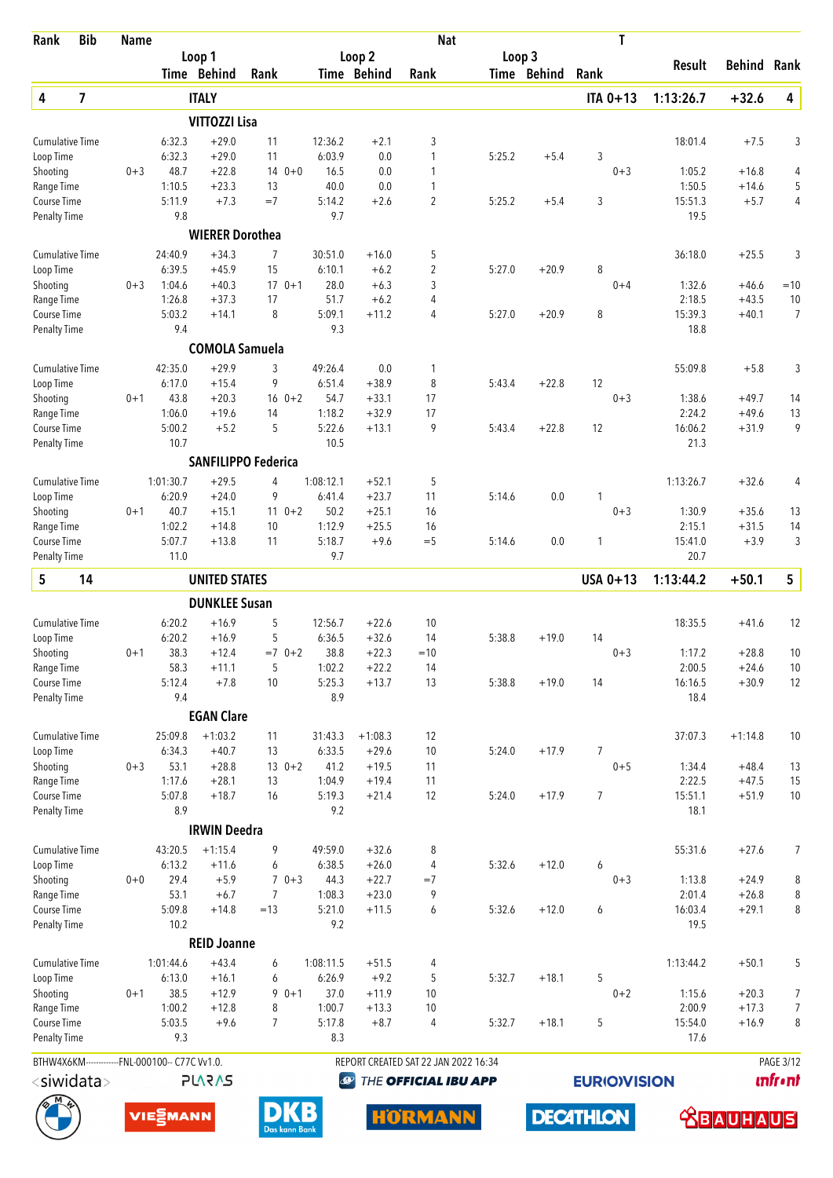| Rank | Bib | Name | | | | | | | Nat | | | | T | | | |
|---|---|---|---|---|---|---|---|---|---|---|---|---|---|---|---|---|
| | | | Loop 1 | | | | Loop 2 | | | Loop 3 | | | | Result | Behind | Rank |
| | | | Time | Behind | Rank | | Time | Behind | Rank | Time | Behind | Rank | | | | |
| **4** | **7** | | **ITALY** | | | | | | | | | | **ITA 0+13** | **1:13:26.7** | **+32.6** | **4** |
| | | | **VITTOZZI Lisa** | | | | | | | | | | | | | |
| Cumulative Time | | | 6:32.3 | +29.0 | 11 | | 12:36.2 | +2.1 | 3 | | | | | 18:01.4 | +7.5 | 3 |
| Loop Time | | | 6:32.3 | +29.0 | 11 | | 6:03.9 | 0.0 | 1 | 5:25.2 | +5.4 | 3 | | | | |
| Shooting | | 0+3 | 48.7 | +22.8 | 14 | 0+0 | 16.5 | 0.0 | 1 | | | | 0+3 | 1:05.2 | +16.8 | 4 |
| Range Time | | | 1:10.5 | +23.3 | 13 | | 40.0 | 0.0 | 1 | | | | | 1:50.5 | +14.6 | 5 |
| Course Time | | | 5:11.9 | +7.3 | =7 | | 5:14.2 | +2.6 | 2 | 5:25.2 | +5.4 | 3 | | 15:51.3 | +5.7 | 4 |
| Penalty Time | | | 9.8 | | | | 9.7 | | | | | | | 19.5 | | |
| | | | **WIERER Dorothea** | | | | | | | | | | | | | |
| Cumulative Time | | | 24:40.9 | +34.3 | 7 | | 30:51.0 | +16.0 | 5 | | | | | 36:18.0 | +25.5 | 3 |
| Loop Time | | | 6:39.5 | +45.9 | 15 | | 6:10.1 | +6.2 | 2 | 5:27.0 | +20.9 | 8 | | | | |
| Shooting | | 0+3 | 1:04.6 | +40.3 | 17 | 0+1 | 28.0 | +6.3 | 3 | | | | 0+4 | 1:32.6 | +46.6 | =10 |
| Range Time | | | 1:26.8 | +37.3 | 17 | | 51.7 | +6.2 | 4 | | | | | 2:18.5 | +43.5 | 10 |
| Course Time | | | 5:03.2 | +14.1 | 8 | | 5:09.1 | +11.2 | 4 | 5:27.0 | +20.9 | 8 | | 15:39.3 | +40.1 | 7 |
| Penalty Time | | | 9.4 | | | | 9.3 | | | | | | | 18.8 | | |
| | | | **COMOLA Samuela** | | | | | | | | | | | | | |
| Cumulative Time | | | 42:35.0 | +29.9 | 3 | | 49:26.4 | 0.0 | 1 | | | | | 55:09.8 | +5.8 | 3 |
| Loop Time | | | 6:17.0 | +15.4 | 9 | | 6:51.4 | +38.9 | 8 | 5:43.4 | +22.8 | 12 | | | | |
| Shooting | | 0+1 | 43.8 | +20.3 | 16 | 0+2 | 54.7 | +33.1 | 17 | | | | 0+3 | 1:38.6 | +49.7 | 14 |
| Range Time | | | 1:06.0 | +19.6 | 14 | | 1:18.2 | +32.9 | 17 | | | | | 2:24.2 | +49.6 | 13 |
| Course Time | | | 5:00.2 | +5.2 | 5 | | 5:22.6 | +13.1 | 9 | 5:43.4 | +22.8 | 12 | | 16:06.2 | +31.9 | 9 |
| Penalty Time | | | 10.7 | | | | 10.5 | | | | | | | 21.3 | | |
| | | | **SANFILIPPO Federica** | | | | | | | | | | | | | |
| Cumulative Time | | | 1:01:30.7 | +29.5 | 4 | | 1:08:12.1 | +52.1 | 5 | | | | | 1:13:26.7 | +32.6 | 4 |
| Loop Time | | | 6:20.9 | +24.0 | 9 | | 6:41.4 | +23.7 | 11 | 5:14.6 | 0.0 | 1 | | | | |
| Shooting | | 0+1 | 40.7 | +15.1 | 11 | 0+2 | 50.2 | +25.1 | 16 | | | | 0+3 | 1:30.9 | +35.6 | 13 |
| Range Time | | | 1:02.2 | +14.8 | 10 | | 1:12.9 | +25.5 | 16 | | | | | 2:15.1 | +31.5 | 14 |
| Course Time | | | 5:07.7 | +13.8 | 11 | | 5:18.7 | +9.6 | =5 | 5:14.6 | 0.0 | 1 | | 15:41.0 | +3.9 | 3 |
| Penalty Time | | | 11.0 | | | | 9.7 | | | | | | | 20.7 | | |
| **5** | **14** | | **UNITED STATES** | | | | | | | | | | **USA 0+13** | **1:13:44.2** | **+50.1** | **5** |
| | | | **DUNKLEE Susan** | | | | | | | | | | | | | |
| Cumulative Time | | | 6:20.2 | +16.9 | 5 | | 12:56.7 | +22.6 | 10 | | | | | 18:35.5 | +41.6 | 12 |
| Loop Time | | | 6:20.2 | +16.9 | 5 | | 6:36.5 | +32.6 | 14 | 5:38.8 | +19.0 | 14 | | | | |
| Shooting | | 0+1 | 38.3 | +12.4 | =7 | 0+2 | 38.8 | +22.3 | =10 | | | | 0+3 | 1:17.2 | +28.8 | 10 |
| Range Time | | | 58.3 | +11.1 | 5 | | 1:02.2 | +22.2 | 14 | | | | | 2:00.5 | +24.6 | 10 |
| Course Time | | | 5:12.4 | +7.8 | 10 | | 5:25.3 | +13.7 | 13 | 5:38.8 | +19.0 | 14 | | 16:16.5 | +30.9 | 12 |
| Penalty Time | | | 9.4 | | | | 8.9 | | | | | | | 18.4 | | |
| | | | **EGAN Clare** | | | | | | | | | | | | | |
| Cumulative Time | | | 25:09.8 | +1:03.2 | 11 | | 31:43.3 | +1:08.3 | 12 | | | | | 37:07.3 | +1:14.8 | 10 |
| Loop Time | | | 6:34.3 | +40.7 | 13 | | 6:33.5 | +29.6 | 10 | 5:24.0 | +17.9 | 7 | | | | |
| Shooting | | 0+3 | 53.1 | +28.8 | 13 | 0+2 | 41.2 | +19.5 | 11 | | | | 0+5 | 1:34.4 | +48.4 | 13 |
| Range Time | | | 1:17.6 | +28.1 | 13 | | 1:04.9 | +19.4 | 11 | | | | | 2:22.5 | +47.5 | 15 |
| Course Time | | | 5:07.8 | +18.7 | 16 | | 5:19.3 | +21.4 | 12 | 5:24.0 | +17.9 | 7 | | 15:51.1 | +51.9 | 10 |
| Penalty Time | | | 8.9 | | | | 9.2 | | | | | | | 18.1 | | |
| | | | **IRWIN Deedra** | | | | | | | | | | | | | |
| Cumulative Time | | | 43:20.5 | +1:15.4 | 9 | | 49:59.0 | +32.6 | 8 | | | | | 55:31.6 | +27.6 | 7 |
| Loop Time | | | 6:13.2 | +11.6 | 6 | | 6:38.5 | +26.0 | 4 | 5:32.6 | +12.0 | 6 | | | | |
| Shooting | | 0+0 | 29.4 | +5.9 | 7 | 0+3 | 44.3 | +22.7 | =7 | | | | 0+3 | 1:13.8 | +24.9 | 8 |
| Range Time | | | 53.1 | +6.7 | 7 | | 1:08.3 | +23.0 | 9 | | | | | 2:01.4 | +26.8 | 8 |
| Course Time | | | 5:09.8 | +14.8 | =13 | | 5:21.0 | +11.5 | 6 | 5:32.6 | +12.0 | 6 | | 16:03.4 | +29.1 | 8 |
| Penalty Time | | | 10.2 | | | | 9.2 | | | | | | | 19.5 | | |
| | | | **REID Joanne** | | | | | | | | | | | | | |
| Cumulative Time | | | 1:01:44.6 | +43.4 | 6 | | 1:08:11.5 | +51.5 | 4 | | | | | 1:13:44.2 | +50.1 | 5 |
| Loop Time | | | 6:13.0 | +16.1 | 6 | | 6:26.9 | +9.2 | 5 | 5:32.7 | +18.1 | 5 | | | | |
| Shooting | | 0+1 | 38.5 | +12.9 | 9 | 0+1 | 37.0 | +11.9 | 10 | | | | 0+2 | 1:15.6 | +20.3 | 7 |
| Range Time | | | 1:00.2 | +12.8 | 8 | | 1:00.7 | +13.3 | 10 | | | | | 2:00.9 | +17.3 | 7 |
| Course Time | | | 5:03.5 | +9.6 | 7 | | 5:17.8 | +8.7 | 4 | 5:32.7 | +18.1 | 5 | | 15:54.0 | +16.9 | 8 |
| Penalty Time | | | 9.3 | | | | 8.3 | | | | | | | 17.6 | | |

BTHW4X6KM------------FNL-000100-- C77C Vv1.0. REPORT CREATED SAT 22 JAN 2022 16:34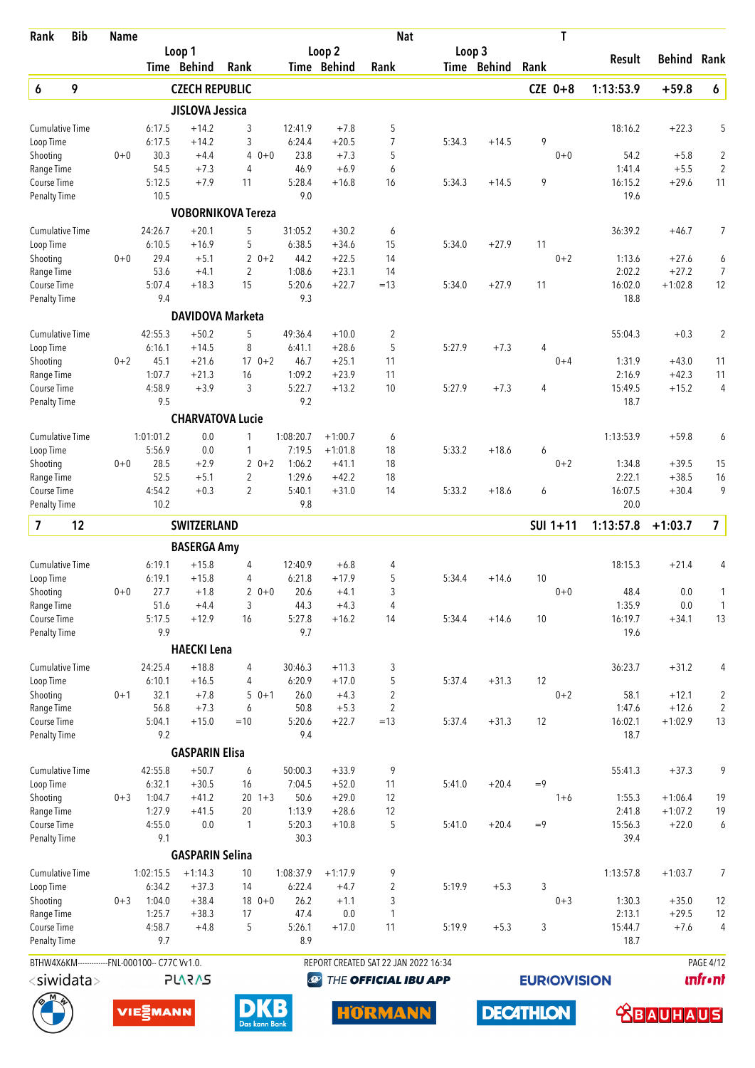| Rank | Bib | Name | | | | | | | Nat | | | | T | | | |
|---|---|---|---|---|---|---|---|---|---|---|---|---|---|---|---|---|
| | | | Loop 1 | | | Loop 2 | | | Loop 3 | | | | | Result | Behind | Rank |
| | | | Time | Behind | Rank | Time | Behind | Rank | Time | Behind | Rank | | | | | |
| **6** | **9** | **CZECH REPUBLIC** | | | | | | | | | | **CZE** | **0+8** | **1:13:53.9** | **+59.8** | **6** |
| | | **JISLOVA Jessica** | | | | | | | | | | | | | | |
| Cumulative Time | | | 6:17.5 | +14.2 | 3 | 12:41.9 | +7.8 | 5 | | | | | | 18:16.2 | +22.3 | 5 |
| Loop Time | | | 6:17.5 | +14.2 | 3 | 6:24.4 | +20.5 | 7 | 5:34.3 | +14.5 | 9 | | | | | |
| Shooting | | 0+0 | 30.3 | +4.4 | 4 | 0+0 23.8 | +7.3 | 5 | | | | | 0+0 | 54.2 | +5.8 | 2 |
| Range Time | | | 54.5 | +7.3 | 4 | 46.9 | +6.9 | 6 | | | | | | 1:41.4 | +5.5 | 2 |
| Course Time | | | 5:12.5 | +7.9 | 11 | 5:28.4 | +16.8 | 16 | 5:34.3 | +14.5 | 9 | | | 16:15.2 | +29.6 | 11 |
| Penalty Time | | | 10.5 | | | 9.0 | | | | | | | | 19.6 | | |
| | | **VOBORNIKOVA Tereza** | | | | | | | | | | | | | | |
| Cumulative Time | | | 24:26.7 | +20.1 | 5 | 31:05.2 | +30.2 | 6 | | | | | | 36:39.2 | +46.7 | 7 |
| Loop Time | | | 6:10.5 | +16.9 | 5 | 6:38.5 | +34.6 | 15 | 5:34.0 | +27.9 | 11 | | | | | |
| Shooting | | 0+0 | 29.4 | +5.1 | 2 | 0+2 44.2 | +22.5 | 14 | | | | | 0+2 | 1:13.6 | +27.6 | 6 |
| Range Time | | | 53.6 | +4.1 | 2 | 1:08.6 | +23.1 | 14 | | | | | | 2:02.2 | +27.2 | 7 |
| Course Time | | | 5:07.4 | +18.3 | 15 | 5:20.6 | +22.7 | =13 | 5:34.0 | +27.9 | 11 | | | 16:02.0 | +1:02.8 | 12 |
| Penalty Time | | | 9.4 | | | 9.3 | | | | | | | | 18.8 | | |
| | | **DAVIDOVA Marketa** | | | | | | | | | | | | | | |
| Cumulative Time | | | 42:55.3 | +50.2 | 5 | 49:36.4 | +10.0 | 2 | | | | | | 55:04.3 | +0.3 | 2 |
| Loop Time | | | 6:16.1 | +14.5 | 8 | 6:41.1 | +28.6 | 5 | 5:27.9 | +7.3 | 4 | | | | | |
| Shooting | | 0+2 | 45.1 | +21.6 | 17 | 0+2 46.7 | +25.1 | 11 | | | | | 0+4 | 1:31.9 | +43.0 | 11 |
| Range Time | | | 1:07.7 | +21.3 | 16 | 1:09.2 | +23.9 | 11 | | | | | | 2:16.9 | +42.3 | 11 |
| Course Time | | | 4:58.9 | +3.9 | 3 | 5:22.7 | +13.2 | 10 | 5:27.9 | +7.3 | 4 | | | 15:49.5 | +15.2 | 4 |
| Penalty Time | | | 9.5 | | | 9.2 | | | | | | | | 18.7 | | |
| | | **CHARVATOVA Lucie** | | | | | | | | | | | | | | |
| Cumulative Time | | | 1:01:01.2 | 0.0 | 1 | 1:08:20.7 | +1:00.7 | 6 | | | | | | 1:13:53.9 | +59.8 | 6 |
| Loop Time | | | 5:56.9 | 0.0 | 1 | 7:19.5 | +1:01.8 | 18 | 5:33.2 | +18.6 | 6 | | | | | |
| Shooting | | 0+0 | 28.5 | +2.9 | 2 | 0+2 1:06.2 | +41.1 | 18 | | | | | 0+2 | 1:34.8 | +39.5 | 15 |
| Range Time | | | 52.5 | +5.1 | 2 | 1:29.6 | +42.2 | 18 | | | | | | 2:22.1 | +38.5 | 16 |
| Course Time | | | 4:54.2 | +0.3 | 2 | 5:40.1 | +31.0 | 14 | 5:33.2 | +18.6 | 6 | | | 16:07.5 | +30.4 | 9 |
| Penalty Time | | | 10.2 | | | 9.8 | | | | | | | | 20.0 | | |
| **7** | **12** | **SWITZERLAND** | | | | | | | | | | **SUI** | **1+11** | **1:13:57.8** | **+1:03.7** | **7** |
| | | **BASERGA Amy** | | | | | | | | | | | | | | |
| Cumulative Time | | | 6:19.1 | +15.8 | 4 | 12:40.9 | +6.8 | 4 | | | | | | 18:15.3 | +21.4 | 4 |
| Loop Time | | | 6:19.1 | +15.8 | 4 | 6:21.8 | +17.9 | 5 | 5:34.4 | +14.6 | 10 | | | | | |
| Shooting | | 0+0 | 27.7 | +1.8 | 2 | 0+0 20.6 | +4.1 | 3 | | | | | 0+0 | 48.4 | 0.0 | 1 |
| Range Time | | | 51.6 | +4.4 | 3 | 44.3 | +4.3 | 4 | | | | | | 1:35.9 | 0.0 | 1 |
| Course Time | | | 5:17.5 | +12.9 | 16 | 5:27.8 | +16.2 | 14 | 5:34.4 | +14.6 | 10 | | | 16:19.7 | +34.1 | 13 |
| Penalty Time | | | 9.9 | | | 9.7 | | | | | | | | 19.6 | | |
| | | **HAECKI Lena** | | | | | | | | | | | | | | |
| Cumulative Time | | | 24:25.4 | +18.8 | 4 | 30:46.3 | +11.3 | 3 | | | | | | 36:23.7 | +31.2 | 4 |
| Loop Time | | | 6:10.1 | +16.5 | 4 | 6:20.9 | +17.0 | 5 | 5:37.4 | +31.3 | 12 | | | | | |
| Shooting | | 0+1 | 32.1 | +7.8 | 5 | 0+1 26.0 | +4.3 | 2 | | | | | 0+2 | 58.1 | +12.1 | 2 |
| Range Time | | | 56.8 | +7.3 | 6 | 50.8 | +5.3 | 2 | | | | | | 1:47.6 | +12.6 | 2 |
| Course Time | | | 5:04.1 | +15.0 | =10 | 5:20.6 | +22.7 | =13 | 5:37.4 | +31.3 | 12 | | | 16:02.1 | +1:02.9 | 13 |
| Penalty Time | | | 9.2 | | | 9.4 | | | | | | | | 18.7 | | |
| | | **GASPARIN Elisa** | | | | | | | | | | | | | | |
| Cumulative Time | | | 42:55.8 | +50.7 | 6 | 50:00.3 | +33.9 | 9 | | | | | | 55:41.3 | +37.3 | 9 |
| Loop Time | | | 6:32.1 | +30.5 | 16 | 7:04.5 | +52.0 | 11 | 5:41.0 | +20.4 | =9 | | | | | |
| Shooting | | 0+3 | 1:04.7 | +41.2 | 20 | 1+3 50.6 | +29.0 | 12 | | | | | 1+6 | 1:55.3 | +1:06.4 | 19 |
| Range Time | | | 1:27.9 | +41.5 | 20 | 1:13.9 | +28.6 | 12 | | | | | | 2:41.8 | +1:07.2 | 19 |
| Course Time | | | 4:55.0 | 0.0 | 1 | 5:20.3 | +10.8 | 5 | 5:41.0 | +20.4 | =9 | | | 15:56.3 | +22.0 | 6 |
| Penalty Time | | | 9.1 | | | 30.3 | | | | | | | | 39.4 | | |
| | | **GASPARIN Selina** | | | | | | | | | | | | | | |
| Cumulative Time | | | 1:02:15.5 | +1:14.3 | 10 | 1:08:37.9 | +1:17.9 | 9 | | | | | | 1:13:57.8 | +1:03.7 | 7 |
| Loop Time | | | 6:34.2 | +37.3 | 14 | 6:22.4 | +4.7 | 2 | 5:19.9 | +5.3 | 3 | | | | | |
| Shooting | | 0+3 | 1:04.0 | +38.4 | 18 | 0+0 26.2 | +1.1 | 3 | | | | | 0+3 | 1:30.3 | +35.0 | 12 |
| Range Time | | | 1:25.7 | +38.3 | 17 | 47.4 | 0.0 | 1 | | | | | | 2:13.1 | +29.5 | 12 |
| Course Time | | | 4:58.7 | +4.8 | 5 | 5:26.1 | +17.0 | 11 | 5:19.9 | +5.3 | 3 | | | 15:44.7 | +7.6 | 4 |
| Penalty Time | | | 9.7 | | | 8.9 | | | | | | | | 18.7 | | |

BTHW4X6KM------------FNL-000100-- C77C Vv1.0. REPORT CREATED SAT 22 JAN 2022 16:34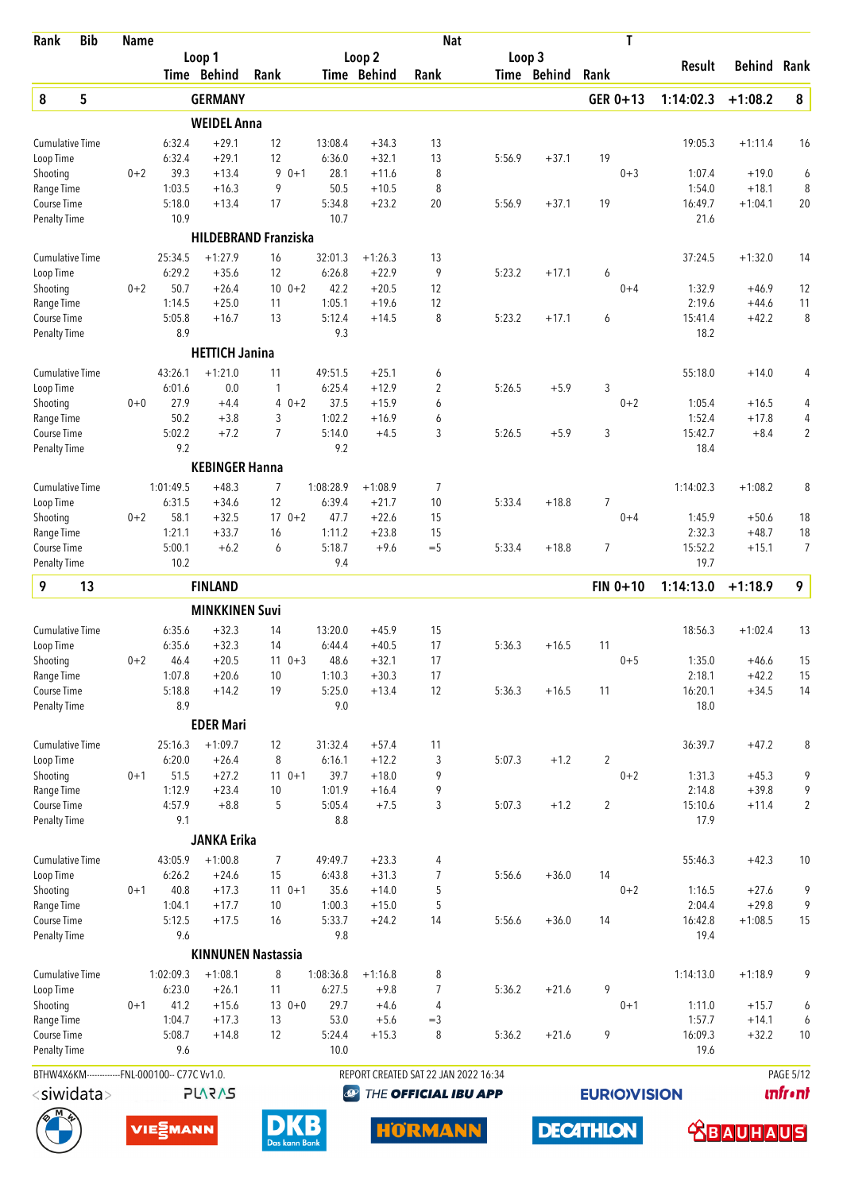| Rank | Bib | Name | | | | | | Nat | | | | T | | |
|---|---|---|---|---|---|---|---|---|---|---|---|---|---|---|
| | | | Loop 1 | | | Loop 2 | | | Loop 3 | | | Result | Behind | Rank |
| | | | Time | Behind | Rank | Time | Behind | Rank | Time | Behind | Rank | | | |
| **8** | **5** | **GERMANY** | | | | | | | | | **GER 0+13** | **1:14:02.3** | **+1:08.2** | **8** |
| | | **WEIDEL Anna** | | | | | | | | | | | | |
| Cumulative Time | | | 6:32.4 | +29.1 | 12 | 13:08.4 | +34.3 | 13 | | | | 19:05.3 | +1:11.4 | 16 |
| Loop Time | | | 6:32.4 | +29.1 | 12 | 6:36.0 | +32.1 | 13 | 5:56.9 | +37.1 | 19 | | | |
| Shooting | 0+2 | | 39.3 | +13.4 | 9 0+1 | 28.1 | +11.6 | 8 | | | 0+3 | 1:07.4 | +19.0 | 6 |
| Range Time | | | 1:03.5 | +16.3 | 9 | 50.5 | +10.5 | 8 | | | | 1:54.0 | +18.1 | 8 |
| Course Time | | | 5:18.0 | +13.4 | 17 | 5:34.8 | +23.2 | 20 | 5:56.9 | +37.1 | 19 | 16:49.7 | +1:04.1 | 20 |
| Penalty Time | | | 10.9 | | | 10.7 | | | | | | 21.6 | | |
| | | **HILDEBRAND Franziska** | | | | | | | | | | | | |
| Cumulative Time | | | 25:34.5 | +1:27.9 | 16 | 32:01.3 | +1:26.3 | 13 | | | | 37:24.5 | +1:32.0 | 14 |
| Loop Time | | | 6:29.2 | +35.6 | 12 | 6:26.8 | +22.9 | 9 | 5:23.2 | +17.1 | 6 | | | |
| Shooting | 0+2 | | 50.7 | +26.4 | 10 0+2 | 42.2 | +20.5 | 12 | | | 0+4 | 1:32.9 | +46.9 | 12 |
| Range Time | | | 1:14.5 | +25.0 | 11 | 1:05.1 | +19.6 | 12 | | | | 2:19.6 | +44.6 | 11 |
| Course Time | | | 5:05.8 | +16.7 | 13 | 5:12.4 | +14.5 | 8 | 5:23.2 | +17.1 | 6 | 15:41.4 | +42.2 | 8 |
| Penalty Time | | | 8.9 | | | 9.3 | | | | | | 18.2 | | |
| | | **HETTICH Janina** | | | | | | | | | | | | |
| Cumulative Time | | | 43:26.1 | +1:21.0 | 11 | 49:51.5 | +25.1 | 6 | | | | 55:18.0 | +14.0 | 4 |
| Loop Time | | | 6:01.6 | 0.0 | 1 | 6:25.4 | +12.9 | 2 | 5:26.5 | +5.9 | 3 | | | |
| Shooting | 0+0 | | 27.9 | +4.4 | 4 0+2 | 37.5 | +15.9 | 6 | | | 0+2 | 1:05.4 | +16.5 | 4 |
| Range Time | | | 50.2 | +3.8 | 3 | 1:02.2 | +16.9 | 6 | | | | 1:52.4 | +17.8 | 4 |
| Course Time | | | 5:02.2 | +7.2 | 7 | 5:14.0 | +4.5 | 3 | 5:26.5 | +5.9 | 3 | 15:42.7 | +8.4 | 2 |
| Penalty Time | | | 9.2 | | | 9.2 | | | | | | 18.4 | | |
| | | **KEBINGER Hanna** | | | | | | | | | | | | |
| Cumulative Time | | | 1:01:49.5 | +48.3 | 7 | 1:08:28.9 | +1:08.9 | 7 | | | | 1:14:02.3 | +1:08.2 | 8 |
| Loop Time | | | 6:31.5 | +34.6 | 12 | 6:39.4 | +21.7 | 10 | 5:33.4 | +18.8 | 7 | | | |
| Shooting | 0+2 | | 58.1 | +32.5 | 17 0+2 | 47.7 | +22.6 | 15 | | | 0+4 | 1:45.9 | +50.6 | 18 |
| Range Time | | | 1:21.1 | +33.7 | 16 | 1:11.2 | +23.8 | 15 | | | | 2:32.3 | +48.7 | 18 |
| Course Time | | | 5:00.1 | +6.2 | 6 | 5:18.7 | +9.6 | =5 | 5:33.4 | +18.8 | 7 | 15:52.2 | +15.1 | 7 |
| Penalty Time | | | 10.2 | | | 9.4 | | | | | | 19.7 | | |
| **9** | **13** | **FINLAND** | | | | | | | | | **FIN 0+10** | **1:14:13.0** | **+1:18.9** | **9** |
| | | **MINKKINEN Suvi** | | | | | | | | | | | | |
| Cumulative Time | | | 6:35.6 | +32.3 | 14 | 13:20.0 | +45.9 | 15 | | | | 18:56.3 | +1:02.4 | 13 |
| Loop Time | | | 6:35.6 | +32.3 | 14 | 6:44.4 | +40.5 | 17 | 5:36.3 | +16.5 | 11 | | | |
| Shooting | 0+2 | | 46.4 | +20.5 | 11 0+3 | 48.6 | +32.1 | 17 | | | 0+5 | 1:35.0 | +46.6 | 15 |
| Range Time | | | 1:07.8 | +20.6 | 10 | 1:10.3 | +30.3 | 17 | | | | 2:18.1 | +42.2 | 15 |
| Course Time | | | 5:18.8 | +14.2 | 19 | 5:25.0 | +13.4 | 12 | 5:36.3 | +16.5 | 11 | 16:20.1 | +34.5 | 14 |
| Penalty Time | | | 8.9 | | | 9.0 | | | | | | 18.0 | | |
| | | **EDER Mari** | | | | | | | | | | | | |
| Cumulative Time | | | 25:16.3 | +1:09.7 | 12 | 31:32.4 | +57.4 | 11 | | | | 36:39.7 | +47.2 | 8 |
| Loop Time | | | 6:20.0 | +26.4 | 8 | 6:16.1 | +12.2 | 3 | 5:07.3 | +1.2 | 2 | | | |
| Shooting | 0+1 | | 51.5 | +27.2 | 11 0+1 | 39.7 | +18.0 | 9 | | | 0+2 | 1:31.3 | +45.3 | 9 |
| Range Time | | | 1:12.9 | +23.4 | 10 | 1:01.9 | +16.4 | 9 | | | | 2:14.8 | +39.8 | 9 |
| Course Time | | | 4:57.9 | +8.8 | 5 | 5:05.4 | +7.5 | 3 | 5:07.3 | +1.2 | 2 | 15:10.6 | +11.4 | 2 |
| Penalty Time | | | 9.1 | | | 8.8 | | | | | | 17.9 | | |
| | | **JANKA Erika** | | | | | | | | | | | | |
| Cumulative Time | | | 43:05.9 | +1:00.8 | 7 | 49:49.7 | +23.3 | 4 | | | | 55:46.3 | +42.3 | 10 |
| Loop Time | | | 6:26.2 | +24.6 | 15 | 6:43.8 | +31.3 | 7 | 5:56.6 | +36.0 | 14 | | | |
| Shooting | 0+1 | | 40.8 | +17.3 | 11 0+1 | 35.6 | +14.0 | 5 | | | 0+2 | 1:16.5 | +27.6 | 9 |
| Range Time | | | 1:04.1 | +17.7 | 10 | 1:00.3 | +15.0 | 5 | | | | 2:04.4 | +29.8 | 9 |
| Course Time | | | 5:12.5 | +17.5 | 16 | 5:33.7 | +24.2 | 14 | 5:56.6 | +36.0 | 14 | 16:42.8 | +1:08.5 | 15 |
| Penalty Time | | | 9.6 | | | 9.8 | | | | | | 19.4 | | |
| | | **KINNUNEN Nastassia** | | | | | | | | | | | | |
| Cumulative Time | | | 1:02:09.3 | +1:08.1 | 8 | 1:08:36.8 | +1:16.8 | 8 | | | | 1:14:13.0 | +1:18.9 | 9 |
| Loop Time | | | 6:23.0 | +26.1 | 11 | 6:27.5 | +9.8 | 7 | 5:36.2 | +21.6 | 9 | | | |
| Shooting | 0+1 | | 41.2 | +15.6 | 13 0+0 | 29.7 | +4.6 | 4 | | | 0+1 | 1:11.0 | +15.7 | 6 |
| Range Time | | | 1:04.7 | +17.3 | 13 | 53.0 | +5.6 | =3 | | | | 1:57.7 | +14.1 | 6 |
| Course Time | | | 5:08.7 | +14.8 | 12 | 5:24.4 | +15.3 | 8 | 5:36.2 | +21.6 | 9 | 16:09.3 | +32.2 | 10 |
| Penalty Time | | | 9.6 | | | 10.0 | | | | | | 19.6 | | |

BTHW4X6KM------------FNL-000100-- C77C Vv1.0. REPORT CREATED SAT 22 JAN 2022 16:34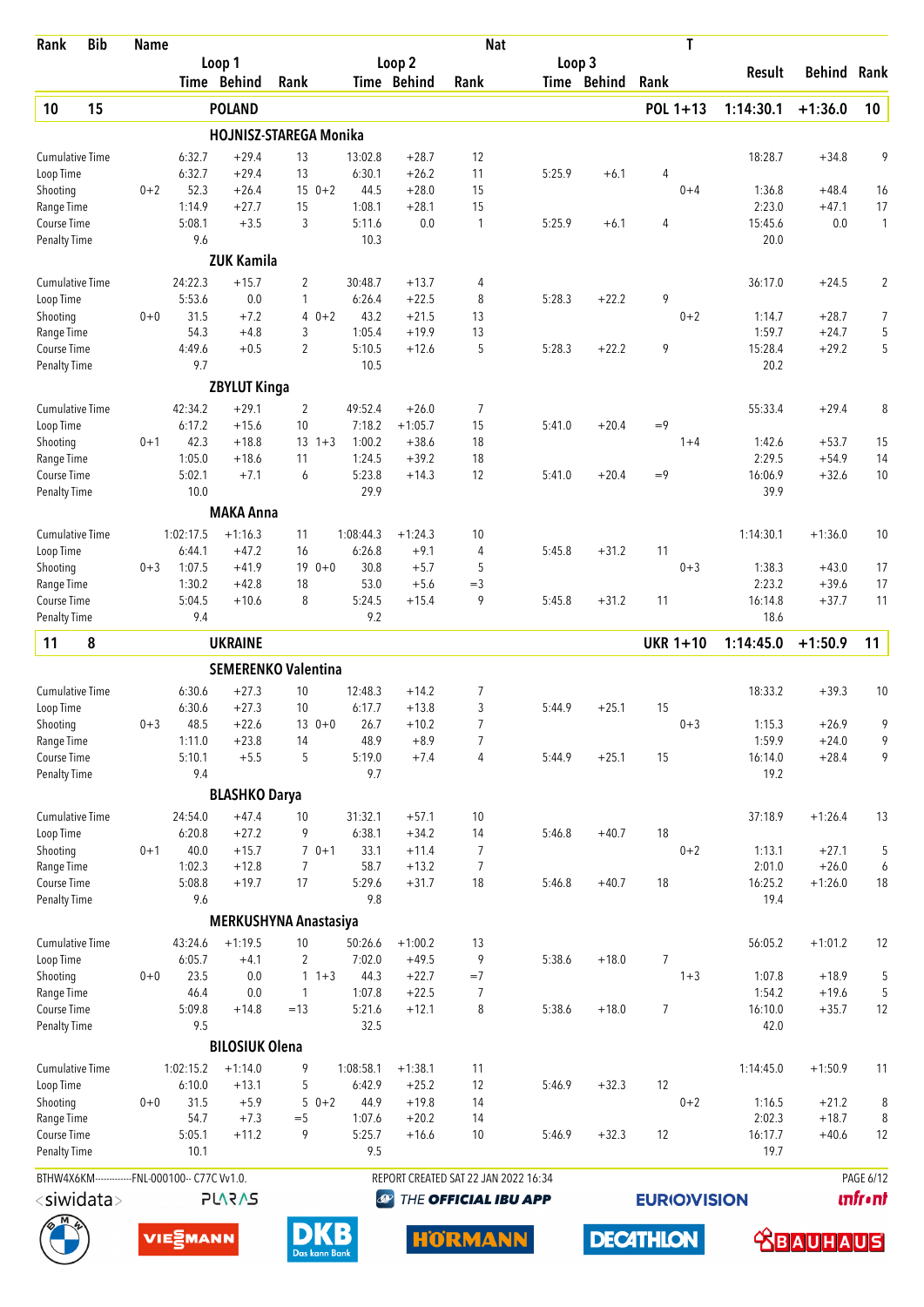| Rank | Bib | Name | | | | | | | Nat | | | | T | | | |
|---|---|---|---|---|---|---|---|---|---|---|---|---|---|---|---|---|
| | | | Loop 1 | | | Loop 2 | | | Loop 3 | | | | | Result | Behind | Rank |
| | | | Time | Behind | Rank | Time | Behind | Rank | Time | Behind | Rank | | | | | |
| **10** | **15** | **POLAND** | | | | | | | | | | | **POL 1+13** | **1:14:30.1** | **+1:36.0** | **10** |
| | | **HOJNISZ-STAREGA Monika** | | | | | | | | | | | | | | |
| Cumulative Time | | | 6:32.7 | +29.4 | 13 | 13:02.8 | +28.7 | 12 | | | | | | 18:28.7 | +34.8 | 9 |
| Loop Time | | | 6:32.7 | +29.4 | 13 | 6:30.1 | +26.2 | 11 | 5:25.9 | +6.1 | 4 | | | | | |
| Shooting | 0+2 | | 52.3 | +26.4 | 15 | 0+2 44.5 | +28.0 | 15 | | | | | 0+4 | 1:36.8 | +48.4 | 16 |
| Range Time | | | 1:14.9 | +27.7 | 15 | 1:08.1 | +28.1 | 15 | | | | | | 2:23.0 | +47.1 | 17 |
| Course Time | | | 5:08.1 | +3.5 | 3 | 5:11.6 | 0.0 | 1 | 5:25.9 | +6.1 | 4 | | | 15:45.6 | 0.0 | 1 |
| Penalty Time | | | 9.6 | | | 10.3 | | | | | | | | 20.0 | | |
| | | **ZUK Kamila** | | | | | | | | | | | | | | |
| Cumulative Time | | | 24:22.3 | +15.7 | 2 | 30:48.7 | +13.7 | 4 | | | | | | 36:17.0 | +24.5 | 2 |
| Loop Time | | | 5:53.6 | 0.0 | 1 | 6:26.4 | +22.5 | 8 | 5:28.3 | +22.2 | 9 | | | | | |
| Shooting | 0+0 | | 31.5 | +7.2 | 4 | 0+2 43.2 | +21.5 | 13 | | | | | 0+2 | 1:14.7 | +28.7 | 7 |
| Range Time | | | 54.3 | +4.8 | 3 | 1:05.4 | +19.9 | 13 | | | | | | 1:59.7 | +24.7 | 5 |
| Course Time | | | 4:49.6 | +0.5 | 2 | 5:10.5 | +12.6 | 5 | 5:28.3 | +22.2 | 9 | | | 15:28.4 | +29.2 | 5 |
| Penalty Time | | | 9.7 | | | 10.5 | | | | | | | | 20.2 | | |
| | | **ZBYLUT Kinga** | | | | | | | | | | | | | | |
| Cumulative Time | | | 42:34.2 | +29.1 | 2 | 49:52.4 | +26.0 | 7 | | | | | | 55:33.4 | +29.4 | 8 |
| Loop Time | | | 6:17.2 | +15.6 | 10 | 7:18.2 | +1:05.7 | 15 | 5:41.0 | +20.4 | =9 | | | | | |
| Shooting | 0+1 | | 42.3 | +18.8 | 13 | 1+3 1:00.2 | +38.6 | 18 | | | | | 1+4 | 1:42.6 | +53.7 | 15 |
| Range Time | | | 1:05.0 | +18.6 | 11 | 1:24.5 | +39.2 | 18 | | | | | | 2:29.5 | +54.9 | 14 |
| Course Time | | | 5:02.1 | +7.1 | 6 | 5:23.8 | +14.3 | 12 | 5:41.0 | +20.4 | =9 | | | 16:06.9 | +32.6 | 10 |
| Penalty Time | | | 10.0 | | | 29.9 | | | | | | | | 39.9 | | |
| | | **MAKA Anna** | | | | | | | | | | | | | | |
| Cumulative Time | | | 1:02:17.5 | +1:16.3 | 11 | 1:08:44.3 | +1:24.3 | 10 | | | | | | 1:14:30.1 | +1:36.0 | 10 |
| Loop Time | | | 6:44.1 | +47.2 | 16 | 6:26.8 | +9.1 | 4 | 5:45.8 | +31.2 | 11 | | | | | |
| Shooting | 0+3 | | 1:07.5 | +41.9 | 19 | 0+0 30.8 | +5.7 | 5 | | | | | 0+3 | 1:38.3 | +43.0 | 17 |
| Range Time | | | 1:30.2 | +42.8 | 18 | 53.0 | +5.6 | =3 | | | | | | 2:23.2 | +39.6 | 17 |
| Course Time | | | 5:04.5 | +10.6 | 8 | 5:24.5 | +15.4 | 9 | 5:45.8 | +31.2 | 11 | | | 16:14.8 | +37.7 | 11 |
| Penalty Time | | | 9.4 | | | 9.2 | | | | | | | | 18.6 | | |
| **11** | **8** | **UKRAINE** | | | | | | | | | | | **UKR 1+10** | **1:14:45.0** | **+1:50.9** | **11** |
| | | **SEMERENKO Valentina** | | | | | | | | | | | | | | |
| Cumulative Time | | | 6:30.6 | +27.3 | 10 | 12:48.3 | +14.2 | 7 | | | | | | 18:33.2 | +39.3 | 10 |
| Loop Time | | | 6:30.6 | +27.3 | 10 | 6:17.7 | +13.8 | 3 | 5:44.9 | +25.1 | 15 | | | | | |
| Shooting | 0+3 | | 48.5 | +22.6 | 13 | 0+0 26.7 | +10.2 | 7 | | | | | 0+3 | 1:15.3 | +26.9 | 9 |
| Range Time | | | 1:11.0 | +23.8 | 14 | 48.9 | +8.9 | 7 | | | | | | 1:59.9 | +24.0 | 9 |
| Course Time | | | 5:10.1 | +5.5 | 5 | 5:19.0 | +7.4 | 4 | 5:44.9 | +25.1 | 15 | | | 16:14.0 | +28.4 | 9 |
| Penalty Time | | | 9.4 | | | 9.7 | | | | | | | | 19.2 | | |
| | | **BLASHKO Darya** | | | | | | | | | | | | | | |
| Cumulative Time | | | 24:54.0 | +47.4 | 10 | 31:32.1 | +57.1 | 10 | | | | | | 37:18.9 | +1:26.4 | 13 |
| Loop Time | | | 6:20.8 | +27.2 | 9 | 6:38.1 | +34.2 | 14 | 5:46.8 | +40.7 | 18 | | | | | |
| Shooting | 0+1 | | 40.0 | +15.7 | 7 | 0+1 33.1 | +11.4 | 7 | | | | | 0+2 | 1:13.1 | +27.1 | 5 |
| Range Time | | | 1:02.3 | +12.8 | 7 | 58.7 | +13.2 | 7 | | | | | | 2:01.0 | +26.0 | 6 |
| Course Time | | | 5:08.8 | +19.7 | 17 | 5:29.6 | +31.7 | 18 | 5:46.8 | +40.7 | 18 | | | 16:25.2 | +1:26.0 | 18 |
| Penalty Time | | | 9.6 | | | 9.8 | | | | | | | | 19.4 | | |
| | | **MERKUSHYNA Anastasiya** | | | | | | | | | | | | | | |
| Cumulative Time | | | 43:24.6 | +1:19.5 | 10 | 50:26.6 | +1:00.2 | 13 | | | | | | 56:05.2 | +1:01.2 | 12 |
| Loop Time | | | 6:05.7 | +4.1 | 2 | 7:02.0 | +49.5 | 9 | 5:38.6 | +18.0 | 7 | | | | | |
| Shooting | 0+0 | | 23.5 | 0.0 | 1 | 1+3 44.3 | +22.7 | =7 | | | | | 1+3 | 1:07.8 | +18.9 | 5 |
| Range Time | | | 46.4 | 0.0 | 1 | 1:07.8 | +22.5 | 7 | | | | | | 1:54.2 | +19.6 | 5 |
| Course Time | | | 5:09.8 | +14.8 | =13 | 5:21.6 | +12.1 | 8 | 5:38.6 | +18.0 | 7 | | | 16:10.0 | +35.7 | 12 |
| Penalty Time | | | 9.5 | | | 32.5 | | | | | | | | 42.0 | | |
| | | **BILOSIUK Olena** | | | | | | | | | | | | | | |
| Cumulative Time | | | 1:02:15.2 | +1:14.0 | 9 | 1:08:58.1 | +1:38.1 | 11 | | | | | | 1:14:45.0 | +1:50.9 | 11 |
| Loop Time | | | 6:10.0 | +13.1 | 5 | 6:42.9 | +25.2 | 12 | 5:46.9 | +32.3 | 12 | | | | | |
| Shooting | 0+0 | | 31.5 | +5.9 | 5 | 0+2 44.9 | +19.8 | 14 | | | | | 0+2 | 1:16.5 | +21.2 | 8 |
| Range Time | | | 54.7 | +7.3 | =5 | 1:07.6 | +20.2 | 14 | | | | | | 2:02.3 | +18.7 | 8 |
| Course Time | | | 5:05.1 | +11.2 | 9 | 5:25.7 | +16.6 | 10 | 5:46.9 | +32.3 | 12 | | | 16:17.7 | +40.6 | 12 |
| Penalty Time | | | 10.1 | | | 9.5 | | | | | | | | 19.7 | | |

BTHW4X6KM------------FNL-000100-- C77C Vv1.0. REPORT CREATED SAT 22 JAN 2022 16:34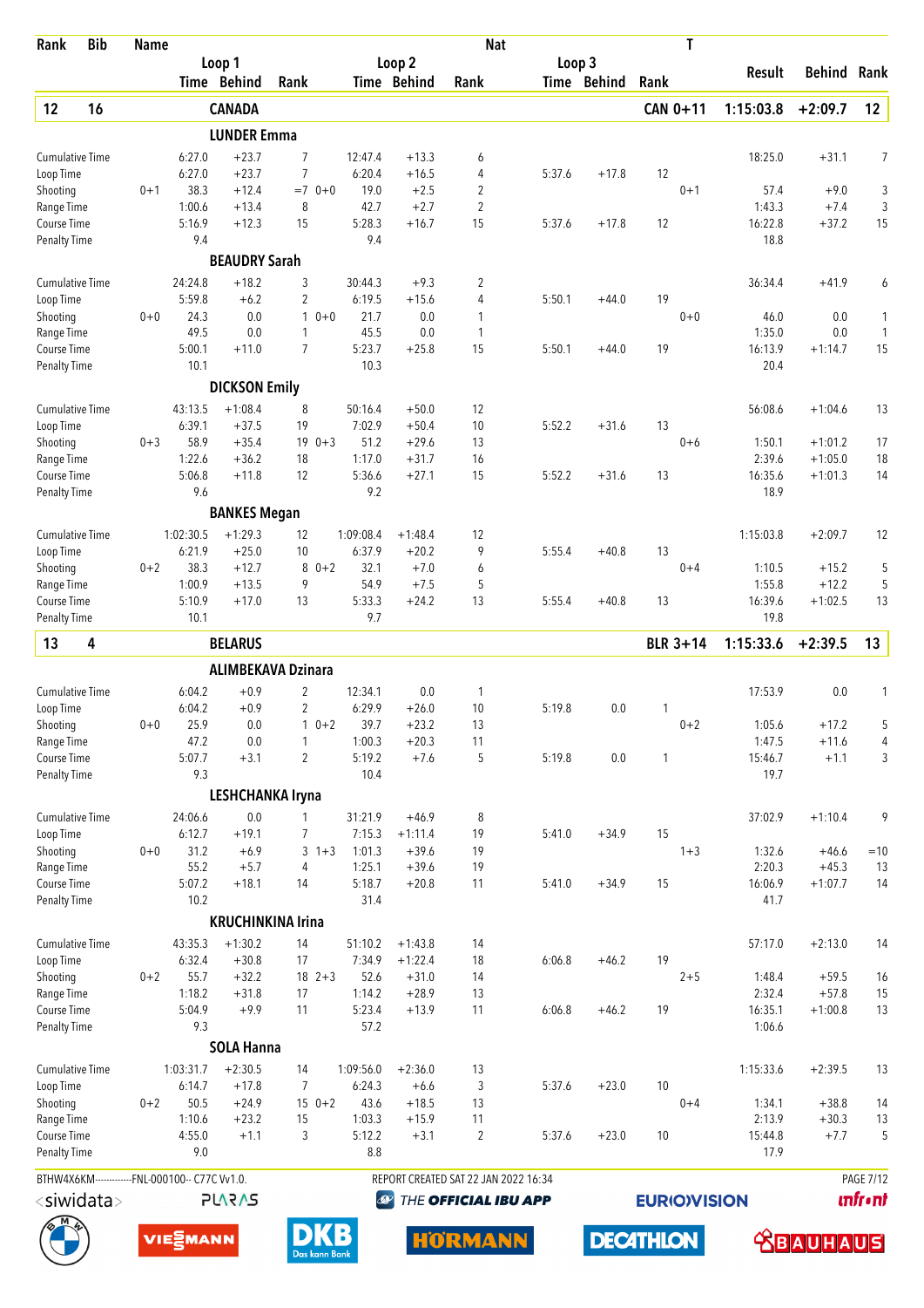| Rank | Bib | Name | | | | | | | | Nat | | | | T | | | |
|---|---|---|---|---|---|---|---|---|---|---|---|---|---|---|---|---|---|
| | | | | Loop 1 | | | Loop 2 | | | Loop 3 | | | | | Result | Behind | Rank |
| | | | | Time | Behind | Rank | Time | Behind | Rank | Time | Behind | Rank | | | | | |
| **12** | **16** | **CANADA** | | | | | | | | | | | **CAN** | **0+11** | **1:15:03.8** | **+2:09.7** | **12** |
| | | **LUNDER Emma** | | | | | | | | | | | | | | | |
| | | Cumulative Time | | 6:27.0 | +23.7 | 7 | 12:47.4 | +13.3 | 6 | | | | | | 18:25.0 | +31.1 | 7 |
| | | Loop Time | | 6:27.0 | +23.7 | 7 | 6:20.4 | +16.5 | 4 | 5:37.6 | +17.8 | 12 | | | | | |
| | | Shooting | 0+1 | 38.3 | +12.4 | =7 | 0+0 19.0 | +2.5 | 2 | | | | | 0+1 | 57.4 | +9.0 | 3 |
| | | Range Time | | 1:00.6 | +13.4 | 8 | 42.7 | +2.7 | 2 | | | | | | 1:43.3 | +7.4 | 3 |
| | | Course Time | | 5:16.9 | +12.3 | 15 | 5:28.3 | +16.7 | 15 | 5:37.6 | +17.8 | 12 | | | 16:22.8 | +37.2 | 15 |
| | | Penalty Time | | 9.4 | | | 9.4 | | | | | | | | 18.8 | | |
| | | **BEAUDRY Sarah** | | | | | | | | | | | | | | | |
| | | Cumulative Time | | 24:24.8 | +18.2 | 3 | 30:44.3 | +9.3 | 2 | | | | | | 36:34.4 | +41.9 | 6 |
| | | Loop Time | | 5:59.8 | +6.2 | 2 | 6:19.5 | +15.6 | 4 | 5:50.1 | +44.0 | 19 | | | | | |
| | | Shooting | 0+0 | 24.3 | 0.0 | 1 | 0+0 21.7 | 0.0 | 1 | | | | | 0+0 | 46.0 | 0.0 | 1 |
| | | Range Time | | 49.5 | 0.0 | 1 | 45.5 | 0.0 | 1 | | | | | | 1:35.0 | 0.0 | 1 |
| | | Course Time | | 5:00.1 | +11.0 | 7 | 5:23.7 | +25.8 | 15 | 5:50.1 | +44.0 | 19 | | | 16:13.9 | +1:14.7 | 15 |
| | | Penalty Time | | 10.1 | | | 10.3 | | | | | | | | 20.4 | | |
| | | **DICKSON Emily** | | | | | | | | | | | | | | | |
| | | Cumulative Time | | 43:13.5 | +1:08.4 | 8 | 50:16.4 | +50.0 | 12 | | | | | | 56:08.6 | +1:04.6 | 13 |
| | | Loop Time | | 6:39.1 | +37.5 | 19 | 7:02.9 | +50.4 | 10 | 5:52.2 | +31.6 | 13 | | | | | |
| | | Shooting | 0+3 | 58.9 | +35.4 | 19 | 0+3 51.2 | +29.6 | 13 | | | | | 0+6 | 1:50.1 | +1:01.2 | 17 |
| | | Range Time | | 1:22.6 | +36.2 | 18 | 1:17.0 | +31.7 | 16 | | | | | | 2:39.6 | +1:05.0 | 18 |
| | | Course Time | | 5:06.8 | +11.8 | 12 | 5:36.6 | +27.1 | 15 | 5:52.2 | +31.6 | 13 | | | 16:35.6 | +1:01.3 | 14 |
| | | Penalty Time | | 9.6 | | | 9.2 | | | | | | | | 18.9 | | |
| | | **BANKES Megan** | | | | | | | | | | | | | | | |
| | | Cumulative Time | | 1:02:30.5 | +1:29.3 | 12 | 1:09:08.4 | +1:48.4 | 12 | | | | | | 1:15:03.8 | +2:09.7 | 12 |
| | | Loop Time | | 6:21.9 | +25.0 | 10 | 6:37.9 | +20.2 | 9 | 5:55.4 | +40.8 | 13 | | | | | |
| | | Shooting | 0+2 | 38.3 | +12.7 | 8 | 0+2 32.1 | +7.0 | 6 | | | | | 0+4 | 1:10.5 | +15.2 | 5 |
| | | Range Time | | 1:00.9 | +13.5 | 9 | 54.9 | +7.5 | 5 | | | | | | 1:55.8 | +12.2 | 5 |
| | | Course Time | | 5:10.9 | +17.0 | 13 | 5:33.3 | +24.2 | 13 | 5:55.4 | +40.8 | 13 | | | 16:39.6 | +1:02.5 | 13 |
| | | Penalty Time | | 10.1 | | | 9.7 | | | | | | | | 19.8 | | |
| **13** | **4** | **BELARUS** | | | | | | | | | | | **BLR** | **3+14** | **1:15:33.6** | **+2:39.5** | **13** |
| | | **ALIMBEKAVA Dzinara** | | | | | | | | | | | | | | | |
| | | Cumulative Time | | 6:04.2 | +0.9 | 2 | 12:34.1 | 0.0 | 1 | | | | | | 17:53.9 | 0.0 | 1 |
| | | Loop Time | | 6:04.2 | +0.9 | 2 | 6:29.9 | +26.0 | 10 | 5:19.8 | 0.0 | 1 | | | | | |
| | | Shooting | 0+0 | 25.9 | 0.0 | 1 | 0+2 39.7 | +23.2 | 13 | | | | | 0+2 | 1:05.6 | +17.2 | 5 |
| | | Range Time | | 47.2 | 0.0 | 1 | 1:00.3 | +20.3 | 11 | | | | | | 1:47.5 | +11.6 | 4 |
| | | Course Time | | 5:07.7 | +3.1 | 2 | 5:19.2 | +7.6 | 5 | 5:19.8 | 0.0 | 1 | | | 15:46.7 | +1.1 | 3 |
| | | Penalty Time | | 9.3 | | | 10.4 | | | | | | | | 19.7 | | |
| | | **LESHCHANKA Iryna** | | | | | | | | | | | | | | | |
| | | Cumulative Time | | 24:06.6 | 0.0 | 1 | 31:21.9 | +46.9 | 8 | | | | | | 37:02.9 | +1:10.4 | 9 |
| | | Loop Time | | 6:12.7 | +19.1 | 7 | 7:15.3 | +1:11.4 | 19 | 5:41.0 | +34.9 | 15 | | | | | |
| | | Shooting | 0+0 | 31.2 | +6.9 | 3 | 1+3 1:01.3 | +39.6 | 19 | | | | | 1+3 | 1:32.6 | +46.6 | =10 |
| | | Range Time | | 55.2 | +5.7 | 4 | 1:25.1 | +39.6 | 19 | | | | | | 2:20.3 | +45.3 | 13 |
| | | Course Time | | 5:07.2 | +18.1 | 14 | 5:18.7 | +20.8 | 11 | 5:41.0 | +34.9 | 15 | | | 16:06.9 | +1:07.7 | 14 |
| | | Penalty Time | | 10.2 | | | 31.4 | | | | | | | | 41.7 | | |
| | | **KRUCHINKINA Irina** | | | | | | | | | | | | | | | |
| | | Cumulative Time | | 43:35.3 | +1:30.2 | 14 | 51:10.2 | +1:43.8 | 14 | | | | | | 57:17.0 | +2:13.0 | 14 |
| | | Loop Time | | 6:32.4 | +30.8 | 17 | 7:34.9 | +1:22.4 | 18 | 6:06.8 | +46.2 | 19 | | | | | |
| | | Shooting | 0+2 | 55.7 | +32.2 | 18 | 2+3 52.6 | +31.0 | 14 | | | | | 2+5 | 1:48.4 | +59.5 | 16 |
| | | Range Time | | 1:18.2 | +31.8 | 17 | 1:14.2 | +28.9 | 13 | | | | | | 2:32.4 | +57.8 | 15 |
| | | Course Time | | 5:04.9 | +9.9 | 11 | 5:23.4 | +13.9 | 11 | 6:06.8 | +46.2 | 19 | | | 16:35.1 | +1:00.8 | 13 |
| | | Penalty Time | | 9.3 | | | 57.2 | | | | | | | | 1:06.6 | | |
| | | **SOLA Hanna** | | | | | | | | | | | | | | | |
| | | Cumulative Time | | 1:03:31.7 | +2:30.5 | 14 | 1:09:56.0 | +2:36.0 | 13 | | | | | | 1:15:33.6 | +2:39.5 | 13 |
| | | Loop Time | | 6:14.7 | +17.8 | 7 | 6:24.3 | +6.6 | 3 | 5:37.6 | +23.0 | 10 | | | | | |
| | | Shooting | 0+2 | 50.5 | +24.9 | 15 | 0+2 43.6 | +18.5 | 13 | | | | | 0+4 | 1:34.1 | +38.8 | 14 |
| | | Range Time | | 1:10.6 | +23.2 | 15 | 1:03.3 | +15.9 | 11 | | | | | | 2:13.9 | +30.3 | 13 |
| | | Course Time | | 4:55.0 | +1.1 | 3 | 5:12.2 | +3.1 | 2 | 5:37.6 | +23.0 | 10 | | | 15:44.8 | +7.7 | 5 |
| | | Penalty Time | | 9.0 | | | 8.8 | | | | | | | | 17.9 | | |

BTHW4X6KM------------FNL-000100-- C77C Vv1.0. REPORT CREATED SAT 22 JAN 2022 16:34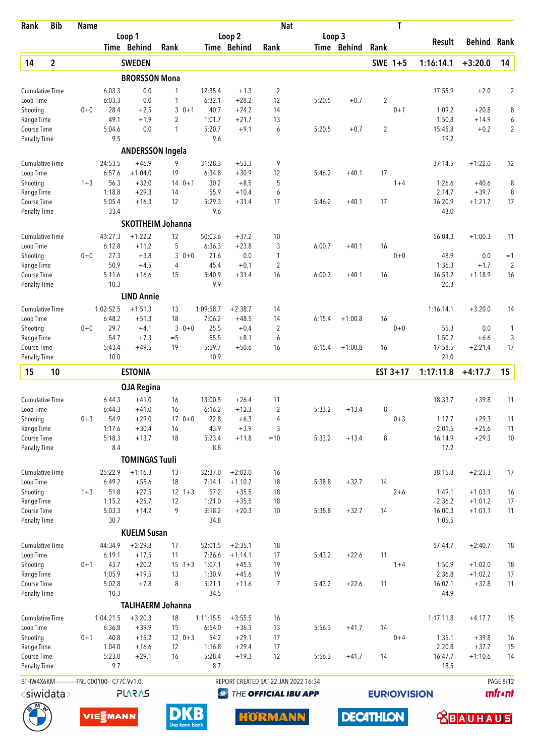| Rank | Bib | Name | | | | | | | Nat | | | | T | Result | Behind | Rank |
|---|---|---|---|---|---|---|---|---|---|---|---|---|---|---|---|---|
| | | | Loop 1 | | | Loop 2 | | | Loop 3 | | | | | | | |
| | | | Time | Behind | Rank | Time | Behind | Rank | Time | Behind | Rank | | | | | |
| **14** | **2** | **SWEDEN** | | | | | | | | | | **SWE** | **1+5** | **1:16:14.1** | **+3:20.0** | **14** |
| | | **BRORSSON Mona** | | | | | | | | | | | | | | |
| Cumulative Time | | | 6:03.3 | 0.0 | 1 | 12:35.4 | +1.3 | 2 | | | | | | 17:55.9 | +2.0 | 2 |
| Loop Time | | | 6:03.3 | 0.0 | 1 | 6:32.1 | +28.2 | 12 | 5:20.5 | +0.7 | 2 | | | | | |
| Shooting | | 0+0 | 28.4 | +2.5 | 3 | 0+1 40.7 | +24.2 | 14 | | | | | 0+1 | 1:09.2 | +20.8 | 8 |
| Range Time | | | 49.1 | +1.9 | 2 | 1:01.7 | +21.7 | 13 | | | | | | 1:50.8 | +14.9 | 6 |
| Course Time | | | 5:04.6 | 0.0 | 1 | 5:20.7 | +9.1 | 6 | 5:20.5 | +0.7 | 2 | | | 15:45.8 | +0.2 | 2 |
| Penalty Time | | | 9.5 | | | 9.6 | | | | | | | | 19.2 | | |
| | | **ANDERSSON Ingela** | | | | | | | | | | | | | | |
| Cumulative Time | | | 24:53.5 | +46.9 | 9 | 31:28.3 | +53.3 | 9 | | | | | | 37:14.5 | +1:22.0 | 12 |
| Loop Time | | | 6:57.6 | +1:04.0 | 19 | 6:34.8 | +30.9 | 12 | 5:46.2 | +40.1 | 17 | | | | | |
| Shooting | | 1+3 | 56.3 | +32.0 | 14 | 0+1 30.2 | +8.5 | 5 | | | | | 1+4 | 1:26.6 | +40.6 | 8 |
| Range Time | | | 1:18.8 | +29.3 | 14 | 55.9 | +10.4 | 6 | | | | | | 2:14.7 | +39.7 | 8 |
| Course Time | | | 5:05.4 | +16.3 | 12 | 5:29.3 | +31.4 | 17 | 5:46.2 | +40.1 | 17 | | | 16:20.9 | +1:21.7 | 17 |
| Penalty Time | | | 33.4 | | | 9.6 | | | | | | | | 43.0 | | |
| | | **SKOTTHEIM Johanna** | | | | | | | | | | | | | | |
| Cumulative Time | | | 43:27.3 | +1:22.2 | 12 | 50:03.6 | +37.2 | 10 | | | | | | 56:04.3 | +1:00.3 | 11 |
| Loop Time | | | 6:12.8 | +11.2 | 5 | 6:36.3 | +23.8 | 3 | 6:00.7 | +40.1 | 16 | | | | | |
| Shooting | | 0+0 | 27.3 | +3.8 | 3 | 0+0 21.6 | 0.0 | 1 | | | | | 0+0 | 48.9 | 0.0 | =1 |
| Range Time | | | 50.9 | +4.5 | 4 | 45.4 | +0.1 | 2 | | | | | | 1:36.3 | +1.7 | 2 |
| Course Time | | | 5:11.6 | +16.6 | 15 | 5:40.9 | +31.4 | 16 | 6:00.7 | +40.1 | 16 | | | 16:53.2 | +1:18.9 | 16 |
| Penalty Time | | | 10.3 | | | 9.9 | | | | | | | | 20.3 | | |
| | | **LIND Annie** | | | | | | | | | | | | | | |
| Cumulative Time | | | 1:02:52.5 | +1:51.3 | 13 | 1:09:58.7 | +2:38.7 | 14 | | | | | | 1:16:14.1 | +3:20.0 | 14 |
| Loop Time | | | 6:48.2 | +51.3 | 18 | 7:06.2 | +48.5 | 14 | 6:15.4 | +1:00.8 | 16 | | | | | |
| Shooting | | 0+0 | 29.7 | +4.1 | 3 | 0+0 25.5 | +0.4 | 2 | | | | | 0+0 | 55.3 | 0.0 | 1 |
| Range Time | | | 54.7 | +7.3 | =5 | 55.5 | +8.1 | 6 | | | | | | 1:50.2 | +6.6 | 3 |
| Course Time | | | 5:43.4 | +49.5 | 19 | 5:59.7 | +50.6 | 16 | 6:15.4 | +1:00.8 | 16 | | | 17:58.5 | +2:21.4 | 17 |
| Penalty Time | | | 10.0 | | | 10.9 | | | | | | | | 21.0 | | |
| **15** | **10** | **ESTONIA** | | | | | | | | | | **EST** | **3+17** | **1:17:11.8** | **+4:17.7** | **15** |
| | | **OJA Regina** | | | | | | | | | | | | | | |
| Cumulative Time | | | 6:44.3 | +41.0 | 16 | 13:00.5 | +26.4 | 11 | | | | | | 18:33.7 | +39.8 | 11 |
| Loop Time | | | 6:44.3 | +41.0 | 16 | 6:16.2 | +12.3 | 2 | 5:33.2 | +13.4 | 8 | | | | | |
| Shooting | | 0+3 | 54.9 | +29.0 | 17 | 0+0 22.8 | +6.3 | 4 | | | | | 0+3 | 1:17.7 | +29.3 | 11 |
| Range Time | | | 1:17.6 | +30.4 | 16 | 43.9 | +3.9 | 3 | | | | | | 2:01.5 | +25.6 | 11 |
| Course Time | | | 5:18.3 | +13.7 | 18 | 5:23.4 | +11.8 | =10 | 5:33.2 | +13.4 | 8 | | | 16:14.9 | +29.3 | 10 |
| Penalty Time | | | 8.4 | | | 8.8 | | | | | | | | 17.2 | | |
| | | **TOMINGAS Tuuli** | | | | | | | | | | | | | | |
| Cumulative Time | | | 25:22.9 | +1:16.3 | 13 | 32:37.0 | +2:02.0 | 16 | | | | | | 38:15.8 | +2:23.3 | 17 |
| Loop Time | | | 6:49.2 | +55.6 | 18 | 7:14.1 | +1:10.2 | 18 | 5:38.8 | +32.7 | 14 | | | | | |
| Shooting | | 1+3 | 51.8 | +27.5 | 12 | 1+3 57.2 | +35.5 | 18 | | | | | 2+6 | 1:49.1 | +1:03.1 | 16 |
| Range Time | | | 1:15.2 | +25.7 | 12 | 1:21.0 | +35.5 | 18 | | | | | | 2:36.2 | +1:01.2 | 17 |
| Course Time | | | 5:03.3 | +14.2 | 9 | 5:18.2 | +20.3 | 10 | 5:38.8 | +32.7 | 14 | | | 16:00.3 | +1:01.1 | 11 |
| Penalty Time | | | 30.7 | | | 34.8 | | | | | | | | 1:05.5 | | |
| | | **KUELM Susan** | | | | | | | | | | | | | | |
| Cumulative Time | | | 44:34.9 | +2:29.8 | 17 | 52:01.5 | +2:35.1 | 18 | | | | | | 57:44.7 | +2:40.7 | 18 |
| Loop Time | | | 6:19.1 | +17.5 | 11 | 7:26.6 | +1:14.1 | 17 | 5:43.2 | +22.6 | 11 | | | | | |
| Shooting | | 0+1 | 43.7 | +20.2 | 15 | 1+3 1:07.1 | +45.5 | 19 | | | | | 1+4 | 1:50.9 | +1:02.0 | 18 |
| Range Time | | | 1:05.9 | +19.5 | 13 | 1:30.9 | +45.6 | 19 | | | | | | 2:36.8 | +1:02.2 | 17 |
| Course Time | | | 5:02.8 | +7.8 | 8 | 5:21.1 | +11.6 | 7 | 5:43.2 | +22.6 | 11 | | | 16:07.1 | +32.8 | 11 |
| Penalty Time | | | 10.3 | | | 34.5 | | | | | | | | 44.9 | | |
| | | **TALIHAERM Johanna** | | | | | | | | | | | | | | |
| Cumulative Time | | | 1:04:21.5 | +3:20.3 | 18 | 1:11:15.5 | +3:55.5 | 16 | | | | | | 1:17:11.8 | +4:17.7 | 15 |
| Loop Time | | | 6:36.8 | +39.9 | 15 | 6:54.0 | +36.3 | 13 | 5:56.3 | +41.7 | 14 | | | | | |
| Shooting | | 0+1 | 40.8 | +15.2 | 12 | 0+3 54.2 | +29.1 | 17 | | | | | 0+4 | 1:35.1 | +39.8 | 16 |
| Range Time | | | 1:04.0 | +16.6 | 12 | 1:16.8 | +29.4 | 17 | | | | | | 2:20.8 | +37.2 | 15 |
| Course Time | | | 5:23.0 | +29.1 | 16 | 5:28.4 | +19.3 | 12 | 5:56.3 | +41.7 | 14 | | | 16:47.7 | +1:10.6 | 14 |
| Penalty Time | | | 9.7 | | | 8.7 | | | | | | | | 18.5 | | |

BTHW4X6KM------------FNL-000100-- C77C Vv1.0. REPORT CREATED SAT 22 JAN 2022 16:34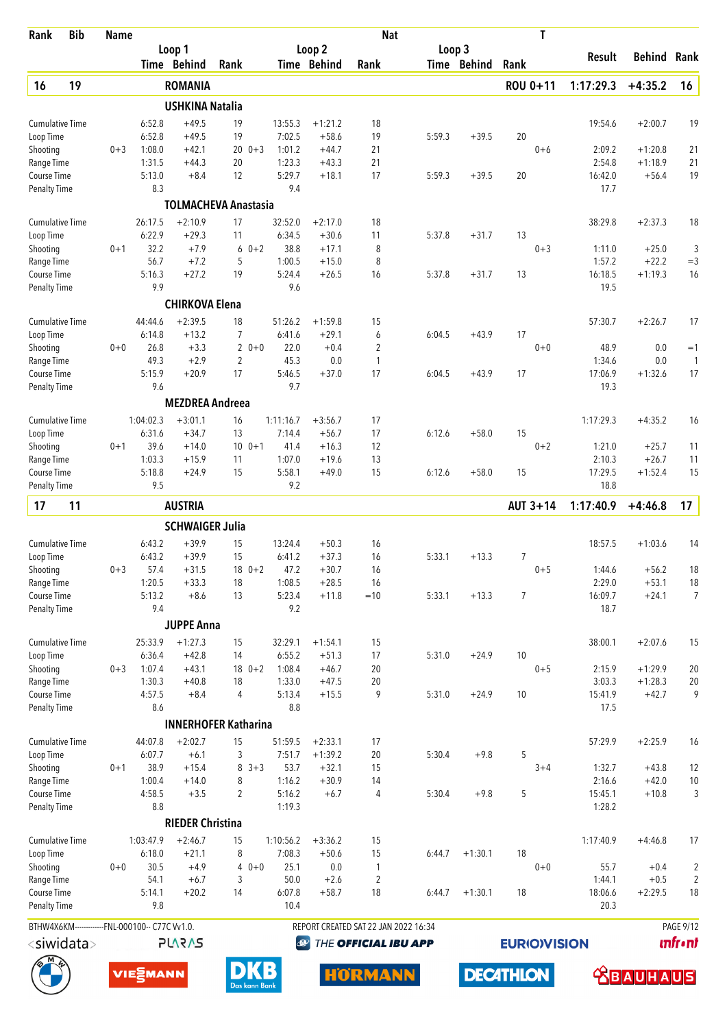| Rank | Bib | Name | Loop 1 Time | Loop 1 Behind | Loop 1 Rank | Loop 2 Time | Loop 2 Behind | Loop 2 Rank | Nat | Loop 3 Time | Loop 3 Behind | Loop 3 Rank | T | Result | Behind | Rank |
|---|---|---|---|---|---|---|---|---|---|---|---|---|---|---|---|---|
| **16** | **19** | **ROMANIA** | | | | | | | | | | | **ROU 0+11** | **1:17:29.3** | **+4:35.2** | **16** |

**USHKINA Natalia**

| | | Loop 1 Time | Behind | Rank | | Loop 2 Time | Behind | Rank | Loop 3 Time | Behind | Rank | | Result | Behind | Rank |
|---|---|---|---|---|---|---|---|---|---|---|---|---|---|---|---|
| Cumulative Time | | 6:52.8 | +49.5 | 19 | | 13:55.3 | +1:21.2 | 18 | | | | | 19:54.6 | +2:00.7 | 19 |
| Loop Time | | 6:52.8 | +49.5 | 19 | | 7:02.5 | +58.6 | 19 | 5:59.3 | +39.5 | 20 | | | | |
| Shooting | 0+3 | 1:08.0 | +42.1 | 20 | 0+3 | 1:01.2 | +44.7 | 21 | | | | 0+6 | 2:09.2 | +1:20.8 | 21 |
| Range Time | | 1:31.5 | +44.3 | 20 | | 1:23.3 | +43.3 | 21 | | | | | 2:54.8 | +1:18.9 | 21 |
| Course Time | | 5:13.0 | +8.4 | 12 | | 5:29.7 | +18.1 | 17 | 5:59.3 | +39.5 | 20 | | 16:42.0 | +56.4 | 19 |
| Penalty Time | | 8.3 | | | | 9.4 | | | | | | | 17.7 | | |

**TOLMACHEVA Anastasia**

| | | Loop 1 Time | Behind | Rank | | Loop 2 Time | Behind | Rank | Loop 3 Time | Behind | Rank | | Result | Behind | Rank |
|---|---|---|---|---|---|---|---|---|---|---|---|---|---|---|---|
| Cumulative Time | | 26:17.5 | +2:10.9 | 17 | | 32:52.0 | +2:17.0 | 18 | | | | | 38:29.8 | +2:37.3 | 18 |
| Loop Time | | 6:22.9 | +29.3 | 11 | | 6:34.5 | +30.6 | 11 | 5:37.8 | +31.7 | 13 | | | | |
| Shooting | 0+1 | 32.2 | +7.9 | 6 | 0+2 | 38.8 | +17.1 | 8 | | | | 0+3 | 1:11.0 | +25.0 | 3 |
| Range Time | | 56.7 | +7.2 | 5 | | 1:00.5 | +15.0 | 8 | | | | | 1:57.2 | +22.2 | =3 |
| Course Time | | 5:16.3 | +27.2 | 19 | | 5:24.4 | +26.5 | 16 | 5:37.8 | +31.7 | 13 | | 16:18.5 | +1:19.3 | 16 |
| Penalty Time | | 9.9 | | | | 9.6 | | | | | | | 19.5 | | |

**CHIRKOVA Elena**

| | | Loop 1 Time | Behind | Rank | | Loop 2 Time | Behind | Rank | Loop 3 Time | Behind | Rank | | Result | Behind | Rank |
|---|---|---|---|---|---|---|---|---|---|---|---|---|---|---|---|
| Cumulative Time | | 44:44.6 | +2:39.5 | 18 | | 51:26.2 | +1:59.8 | 15 | | | | | 57:30.7 | +2:26.7 | 17 |
| Loop Time | | 6:14.8 | +13.2 | 7 | | 6:41.6 | +29.1 | 6 | 6:04.5 | +43.9 | 17 | | | | |
| Shooting | 0+0 | 26.8 | +3.3 | 2 | 0+0 | 22.0 | +0.4 | 2 | | | | 0+0 | 48.9 | 0.0 | =1 |
| Range Time | | 49.3 | +2.9 | 2 | | 45.3 | 0.0 | 1 | | | | | 1:34.6 | 0.0 | 1 |
| Course Time | | 5:15.9 | +20.9 | 17 | | 5:46.5 | +37.0 | 17 | 6:04.5 | +43.9 | 17 | | 17:06.9 | +1:32.6 | 17 |
| Penalty Time | | 9.6 | | | | 9.7 | | | | | | | 19.3 | | |

**MEZDREA Andreea**

| | | Loop 1 Time | Behind | Rank | | Loop 2 Time | Behind | Rank | Loop 3 Time | Behind | Rank | | Result | Behind | Rank |
|---|---|---|---|---|---|---|---|---|---|---|---|---|---|---|---|
| Cumulative Time | | 1:04:02.3 | +3:01.1 | 16 | | 1:11:16.7 | +3:56.7 | 17 | | | | | 1:17:29.3 | +4:35.2 | 16 |
| Loop Time | | 6:31.6 | +34.7 | 13 | | 7:14.4 | +56.7 | 17 | 6:12.6 | +58.0 | 15 | | | | |
| Shooting | 0+1 | 39.6 | +14.0 | 10 | 0+1 | 41.4 | +16.3 | 12 | | | | 0+2 | 1:21.0 | +25.7 | 11 |
| Range Time | | 1:03.3 | +15.9 | 11 | | 1:07.0 | +19.6 | 13 | | | | | 2:10.3 | +26.7 | 11 |
| Course Time | | 5:18.8 | +24.9 | 15 | | 5:58.1 | +49.0 | 15 | 6:12.6 | +58.0 | 15 | | 17:29.5 | +1:52.4 | 15 |
| Penalty Time | | 9.5 | | | | 9.2 | | | | | | | 18.8 | | |

| Rank | Bib | Name | T | Result | Behind | Rank |
|---|---|---|---|---|---|---|
| **17** | **11** | **AUSTRIA** | **AUT 3+14** | **1:17:40.9** | **+4:46.8** | **17** |

**SCHWAIGER Julia**

| | | Loop 1 Time | Behind | Rank | | Loop 2 Time | Behind | Rank | Loop 3 Time | Behind | Rank | | Result | Behind | Rank |
|---|---|---|---|---|---|---|---|---|---|---|---|---|---|---|---|
| Cumulative Time | | 6:43.2 | +39.9 | 15 | | 13:24.4 | +50.3 | 16 | | | | | 18:57.5 | +1:03.6 | 14 |
| Loop Time | | 6:43.2 | +39.9 | 15 | | 6:41.2 | +37.3 | 16 | 5:33.1 | +13.3 | 7 | | | | |
| Shooting | 0+3 | 57.4 | +31.5 | 18 | 0+2 | 47.2 | +30.7 | 16 | | | | 0+5 | 1:44.6 | +56.2 | 18 |
| Range Time | | 1:20.5 | +33.3 | 18 | | 1:08.5 | +28.5 | 16 | | | | | 2:29.0 | +53.1 | 18 |
| Course Time | | 5:13.2 | +8.6 | 13 | | 5:23.4 | +11.8 | =10 | 5:33.1 | +13.3 | 7 | | 16:09.7 | +24.1 | 7 |
| Penalty Time | | 9.4 | | | | 9.2 | | | | | | | 18.7 | | |

**JUPPE Anna**

| | | Loop 1 Time | Behind | Rank | | Loop 2 Time | Behind | Rank | Loop 3 Time | Behind | Rank | | Result | Behind | Rank |
|---|---|---|---|---|---|---|---|---|---|---|---|---|---|---|---|
| Cumulative Time | | 25:33.9 | +1:27.3 | 15 | | 32:29.1 | +1:54.1 | 15 | | | | | 38:00.1 | +2:07.6 | 15 |
| Loop Time | | 6:36.4 | +42.8 | 14 | | 6:55.2 | +51.3 | 17 | 5:31.0 | +24.9 | 10 | | | | |
| Shooting | 0+3 | 1:07.4 | +43.1 | 18 | 0+2 | 1:08.4 | +46.7 | 20 | | | | 0+5 | 2:15.9 | +1:29.9 | 20 |
| Range Time | | 1:30.3 | +40.8 | 18 | | 1:33.0 | +47.5 | 20 | | | | | 3:03.3 | +1:28.3 | 20 |
| Course Time | | 4:57.5 | +8.4 | 4 | | 5:13.4 | +15.5 | 9 | 5:31.0 | +24.9 | 10 | | 15:41.9 | +42.7 | 9 |
| Penalty Time | | 8.6 | | | | 8.8 | | | | | | | 17.5 | | |

**INNERHOFER Katharina**

| | | Loop 1 Time | Behind | Rank | | Loop 2 Time | Behind | Rank | Loop 3 Time | Behind | Rank | | Result | Behind | Rank |
|---|---|---|---|---|---|---|---|---|---|---|---|---|---|---|---|
| Cumulative Time | | 44:07.8 | +2:02.7 | 15 | | 51:59.5 | +2:33.1 | 17 | | | | | 57:29.9 | +2:25.9 | 16 |
| Loop Time | | 6:07.7 | +6.1 | 3 | | 7:51.7 | +1:39.2 | 20 | 5:30.4 | +9.8 | 5 | | | | |
| Shooting | 0+1 | 38.9 | +15.4 | 8 | 3+3 | 53.7 | +32.1 | 15 | | | | 3+4 | 1:32.7 | +43.8 | 12 |
| Range Time | | 1:00.4 | +14.0 | 8 | | 1:16.2 | +30.9 | 14 | | | | | 2:16.6 | +42.0 | 10 |
| Course Time | | 4:58.5 | +3.5 | 2 | | 5:16.2 | +6.7 | 4 | 5:30.4 | +9.8 | 5 | | 15:45.1 | +10.8 | 3 |
| Penalty Time | | 8.8 | | | | 1:19.3 | | | | | | | 1:28.2 | | |

**RIEDER Christina**

| | | Loop 1 Time | Behind | Rank | | Loop 2 Time | Behind | Rank | Loop 3 Time | Behind | Rank | | Result | Behind | Rank |
|---|---|---|---|---|---|---|---|---|---|---|---|---|---|---|---|
| Cumulative Time | | 1:03:47.9 | +2:46.7 | 15 | | 1:10:56.2 | +3:36.2 | 15 | | | | | 1:17:40.9 | +4:46.8 | 17 |
| Loop Time | | 6:18.0 | +21.1 | 8 | | 7:08.3 | +50.6 | 15 | 6:44.7 | +1:30.1 | 18 | | | | |
| Shooting | 0+0 | 30.5 | +4.9 | 4 | 0+0 | 25.1 | 0.0 | 1 | | | | 0+0 | 55.7 | +0.4 | 2 |
| Range Time | | 54.1 | +6.7 | 3 | | 50.0 | +2.6 | 2 | | | | | 1:44.1 | +0.5 | 2 |
| Course Time | | 5:14.1 | +20.2 | 14 | | 6:07.8 | +58.7 | 18 | 6:44.7 | +1:30.1 | 18 | | 18:06.6 | +2:29.5 | 18 |
| Penalty Time | | 9.8 | | | | 10.4 | | | | | | | 20.3 | | |

BTHW4X6KM------------FNL-000100-- C77C Vv1.0. REPORT CREATED SAT 22 JAN 2022 16:34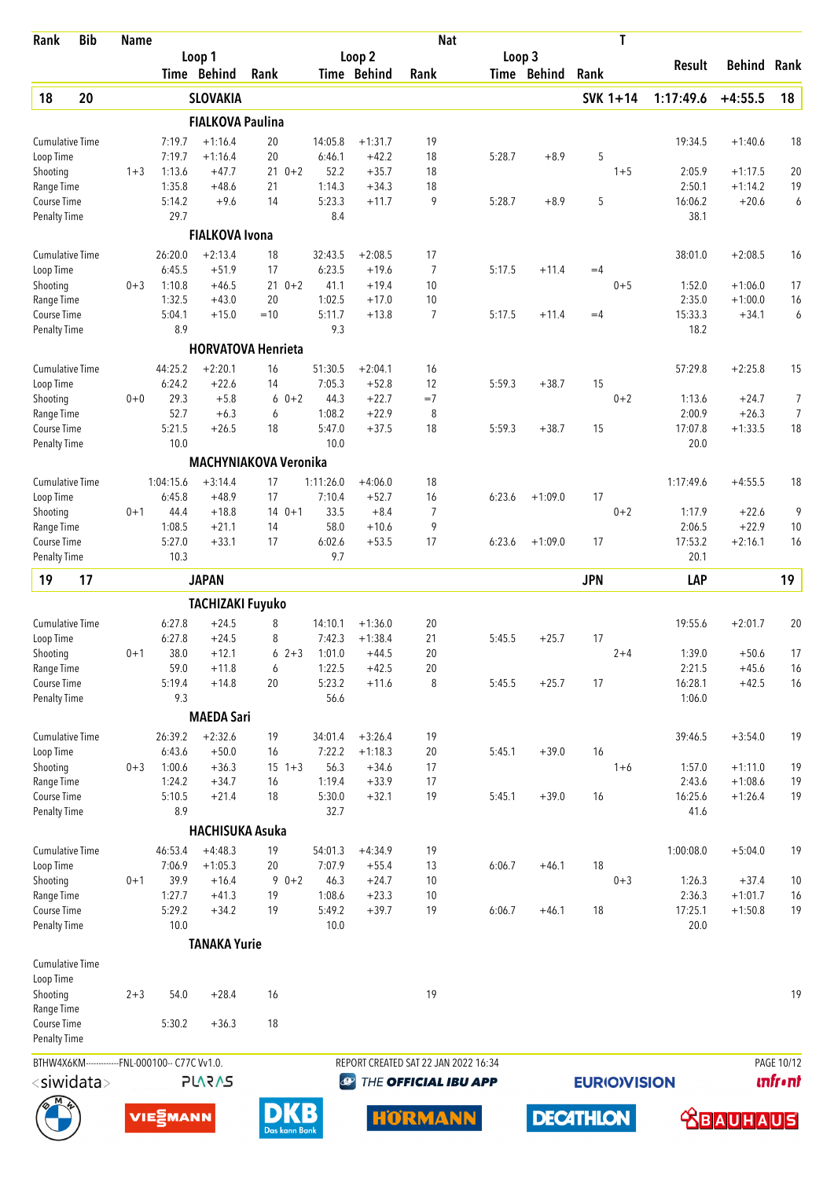| Rank | Bib | Name | | Loop 1 Time | Loop 1 Behind | Loop 1 Rank | Loop 2 Time | Loop 2 Behind | Loop 2 Rank | Nat Loop 3 Time | Loop 3 Behind | Loop 3 Rank | T | Result | Behind | Rank |
|---|---|---|---|---|---|---|---|---|---|---|---|---|---|---|---|---|
| **18** | **20** | **SLOVAKIA** | | | | | | | | | | **SVK** | **1+14** | **1:17:49.6** | **+4:55.5** | **18** |
| | | **FIALKOVA Paulina** | | | | | | | | | | | | | | |
| | | Cumulative Time | | 7:19.7 | +1:16.4 | 20 | 14:05.8 | +1:31.7 | 19 | | | | | 19:34.5 | +1:40.6 | 18 |
| | | Loop Time | | 7:19.7 | +1:16.4 | 20 | 6:46.1 | +42.2 | 18 | 5:28.7 | +8.9 | 5 | | | | |
| | | Shooting | 1+3 | 1:13.6 | +47.7 | 21 0+2 | 52.2 | +35.7 | 18 | | | | 1+5 | 2:05.9 | +1:17.5 | 20 |
| | | Range Time | | 1:35.8 | +48.6 | 21 | 1:14.3 | +34.3 | 18 | | | | | 2:50.1 | +1:14.2 | 19 |
| | | Course Time | | 5:14.2 | +9.6 | 14 | 5:23.3 | +11.7 | 9 | 5:28.7 | +8.9 | 5 | | 16:06.2 | +20.6 | 6 |
| | | Penalty Time | | 29.7 | | | 8.4 | | | | | | | 38.1 | | |
| | | **FIALKOVA Ivona** | | | | | | | | | | | | | | |
| | | Cumulative Time | | 26:20.0 | +2:13.4 | 18 | 32:43.5 | +2:08.5 | 17 | | | | | 38:01.0 | +2:08.5 | 16 |
| | | Loop Time | | 6:45.5 | +51.9 | 17 | 6:23.5 | +19.6 | 7 | 5:17.5 | +11.4 | =4 | | | | |
| | | Shooting | 0+3 | 1:10.8 | +46.5 | 21 0+2 | 41.1 | +19.4 | 10 | | | | 0+5 | 1:52.0 | +1:06.0 | 17 |
| | | Range Time | | 1:32.5 | +43.0 | 20 | 1:02.5 | +17.0 | 10 | | | | | 2:35.0 | +1:00.0 | 16 |
| | | Course Time | | 5:04.1 | +15.0 | =10 | 5:11.7 | +13.8 | 7 | 5:17.5 | +11.4 | =4 | | 15:33.3 | +34.1 | 6 |
| | | Penalty Time | | 8.9 | | | 9.3 | | | | | | | 18.2 | | |
| | | **HORVATOVA Henrieta** | | | | | | | | | | | | | | |
| | | Cumulative Time | | 44:25.2 | +2:20.1 | 16 | 51:30.5 | +2:04.1 | 16 | | | | | 57:29.8 | +2:25.8 | 15 |
| | | Loop Time | | 6:24.2 | +22.6 | 14 | 7:05.3 | +52.8 | 12 | 5:59.3 | +38.7 | 15 | | | | |
| | | Shooting | 0+0 | 29.3 | +5.8 | 6 0+2 | 44.3 | +22.7 | =7 | | | | 0+2 | 1:13.6 | +24.7 | 7 |
| | | Range Time | | 52.7 | +6.3 | 6 | 1:08.2 | +22.9 | 8 | | | | | 2:00.9 | +26.3 | 7 |
| | | Course Time | | 5:21.5 | +26.5 | 18 | 5:47.0 | +37.5 | 18 | 5:59.3 | +38.7 | 15 | | 17:07.8 | +1:33.5 | 18 |
| | | Penalty Time | | 10.0 | | | 10.0 | | | | | | | 20.0 | | |
| | | **MACHYNIAKOVA Veronika** | | | | | | | | | | | | | | |
| | | Cumulative Time | | 1:04:15.6 | +3:14.4 | 17 | 1:11:26.0 | +4:06.0 | 18 | | | | | 1:17:49.6 | +4:55.5 | 18 |
| | | Loop Time | | 6:45.8 | +48.9 | 17 | 7:10.4 | +52.7 | 16 | 6:23.6 | +1:09.0 | 17 | | | | |
| | | Shooting | 0+1 | 44.4 | +18.8 | 14 0+1 | 33.5 | +8.4 | 7 | | | | 0+2 | 1:17.9 | +22.6 | 9 |
| | | Range Time | | 1:08.5 | +21.1 | 14 | 58.0 | +10.6 | 9 | | | | | 2:06.5 | +22.9 | 10 |
| | | Course Time | | 5:27.0 | +33.1 | 17 | 6:02.6 | +53.5 | 17 | 6:23.6 | +1:09.0 | 17 | | 17:53.2 | +2:16.1 | 16 |
| | | Penalty Time | | 10.3 | | | 9.7 | | | | | | | 20.1 | | |
| **19** | **17** | **JAPAN** | | | | | | | | | | **JPN** | | **LAP** | | **19** |
| | | **TACHIZAKI Fuyuko** | | | | | | | | | | | | | | |
| | | Cumulative Time | | 6:27.8 | +24.5 | 8 | 14:10.1 | +1:36.0 | 20 | | | | | 19:55.6 | +2:01.7 | 20 |
| | | Loop Time | | 6:27.8 | +24.5 | 8 | 7:42.3 | +1:38.4 | 21 | 5:45.5 | +25.7 | 17 | | | | |
| | | Shooting | 0+1 | 38.0 | +12.1 | 6 2+3 | 1:01.0 | +44.5 | 20 | | | | 2+4 | 1:39.0 | +50.6 | 17 |
| | | Range Time | | 59.0 | +11.8 | 6 | 1:22.5 | +42.5 | 20 | | | | | 2:21.5 | +45.6 | 16 |
| | | Course Time | | 5:19.4 | +14.8 | 20 | 5:23.2 | +11.6 | 8 | 5:45.5 | +25.7 | 17 | | 16:28.1 | +42.5 | 16 |
| | | Penalty Time | | 9.3 | | | 56.6 | | | | | | | 1:06.0 | | |
| | | **MAEDA Sari** | | | | | | | | | | | | | | |
| | | Cumulative Time | | 26:39.2 | +2:32.6 | 19 | 34:01.4 | +3:26.4 | 19 | | | | | 39:46.5 | +3:54.0 | 19 |
| | | Loop Time | | 6:43.6 | +50.0 | 16 | 7:22.2 | +1:18.3 | 20 | 5:45.1 | +39.0 | 16 | | | | |
| | | Shooting | 0+3 | 1:00.6 | +36.3 | 15 1+3 | 56.3 | +34.6 | 17 | | | | 1+6 | 1:57.0 | +1:11.0 | 19 |
| | | Range Time | | 1:24.2 | +34.7 | 16 | 1:19.4 | +33.9 | 17 | | | | | 2:43.6 | +1:08.6 | 19 |
| | | Course Time | | 5:10.5 | +21.4 | 18 | 5:30.0 | +32.1 | 19 | 5:45.1 | +39.0 | 16 | | 16:25.6 | +1:26.4 | 19 |
| | | Penalty Time | | 8.9 | | | 32.7 | | | | | | | 41.6 | | |
| | | **HACHISUKA Asuka** | | | | | | | | | | | | | | |
| | | Cumulative Time | | 46:53.4 | +4:48.3 | 19 | 54:01.3 | +4:34.9 | 19 | | | | | 1:00:08.0 | +5:04.0 | 19 |
| | | Loop Time | | 7:06.9 | +1:05.3 | 20 | 7:07.9 | +55.4 | 13 | 6:06.7 | +46.1 | 18 | | | | |
| | | Shooting | 0+1 | 39.9 | +16.4 | 9 0+2 | 46.3 | +24.7 | 10 | | | | 0+3 | 1:26.3 | +37.4 | 10 |
| | | Range Time | | 1:27.7 | +41.3 | 19 | 1:08.6 | +23.3 | 10 | | | | | 2:36.3 | +1:01.7 | 16 |
| | | Course Time | | 5:29.2 | +34.2 | 19 | 5:49.2 | +39.7 | 19 | 6:06.7 | +46.1 | 18 | | 17:25.1 | +1:50.8 | 19 |
| | | Penalty Time | | 10.0 | | | 10.0 | | | | | | | 20.0 | | |
| | | **TANAKA Yurie** | | | | | | | | | | | | | | |
| | | Cumulative Time | | | | | | | | | | | | | | |
| | | Loop Time | | | | | | | | | | | | | | |
| | | Shooting | 2+3 | 54.0 | +28.4 | 16 | | | 19 | | | | | | | 19 |
| | | Range Time | | | | | | | | | | | | | | |
| | | Course Time | | 5:30.2 | +36.3 | 18 | | | | | | | | | | |
| | | Penalty Time | | | | | | | | | | | | | | |

BTHW4X6KM------------FNL-000100-- C77C Vv1.0. REPORT CREATED SAT 22 JAN 2022 16:34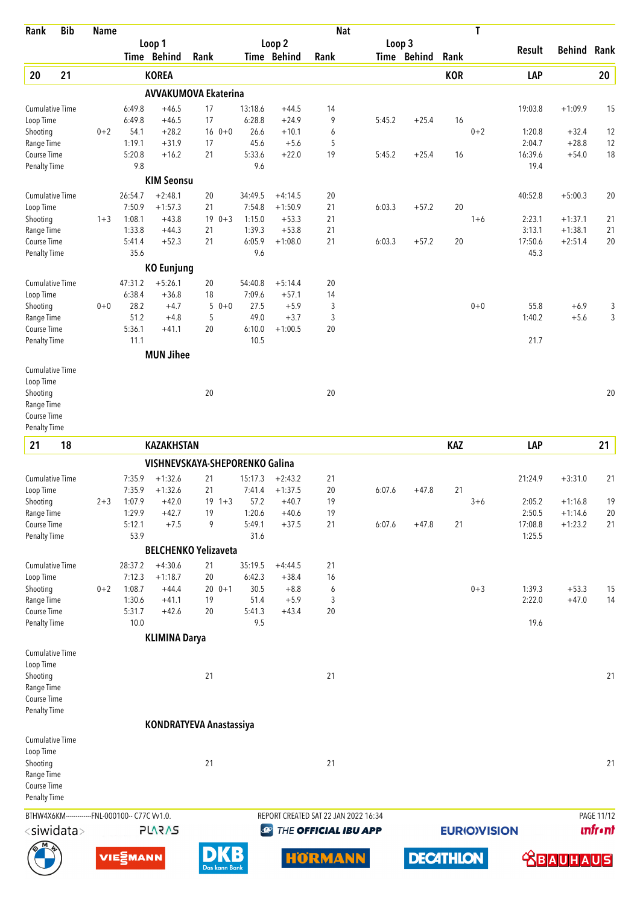| Rank | Bib | Name | Loop 1 Time | Loop 1 Behind | Loop 1 Rank | Loop 2 Time | Loop 2 Behind | Loop 2 Rank | Loop 3 Time | Loop 3 Behind | Loop 3 Rank | T | Result | Behind | Rank |
|---|---|---|---|---|---|---|---|---|---|---|---|---|---|---|---|
| **20** | **21** | **KOREA** | | | | | | | | | **KOR** | | **LAP** | | **20** |
| | | **AVVAKUMOVA Ekaterina** | | | | | | | | | | | | | |
| Cumulative Time | | | 6:49.8 | +46.5 | 17 | 13:18.6 | +44.5 | 14 | | | | | 19:03.8 | +1:09.9 | 15 |
| Loop Time | | | 6:49.8 | +46.5 | 17 | 6:28.8 | +24.9 | 9 | 5:45.2 | +25.4 | 16 | | | | |
| Shooting | 0+2 | | 54.1 | +28.2 | 16 | 0+0 26.6 | +10.1 | 6 | | | | 0+2 | 1:20.8 | +32.4 | 12 |
| Range Time | | | 1:19.1 | +31.9 | 17 | 45.6 | +5.6 | 5 | | | | | 2:04.7 | +28.8 | 12 |
| Course Time | | | 5:20.8 | +16.2 | 21 | 5:33.6 | +22.0 | 19 | 5:45.2 | +25.4 | 16 | | 16:39.6 | +54.0 | 18 |
| Penalty Time | | | 9.8 | | | 9.6 | | | | | | | 19.4 | | |
| | | **KIM Seonsu** | | | | | | | | | | | | | |
| Cumulative Time | | | 26:54.7 | +2:48.1 | 20 | 34:49.5 | +4:14.5 | 20 | | | | | 40:52.8 | +5:00.3 | 20 |
| Loop Time | | | 7:50.9 | +1:57.3 | 21 | 7:54.8 | +1:50.9 | 21 | 6:03.3 | +57.2 | 20 | | | | |
| Shooting | 1+3 | | 1:08.1 | +43.8 | 19 | 0+3 1:15.0 | +53.3 | 21 | | | | 1+6 | 2:23.1 | +1:37.1 | 21 |
| Range Time | | | 1:33.8 | +44.3 | 21 | 1:39.3 | +53.8 | 21 | | | | | 3:13.1 | +1:38.1 | 21 |
| Course Time | | | 5:41.4 | +52.3 | 21 | 6:05.9 | +1:08.0 | 21 | 6:03.3 | +57.2 | 20 | | 17:50.6 | +2:51.4 | 20 |
| Penalty Time | | | 35.6 | | | 9.6 | | | | | | | 45.3 | | |
| | | **KO Eunjung** | | | | | | | | | | | | | |
| Cumulative Time | | | 47:31.2 | +5:26.1 | 20 | 54:40.8 | +5:14.4 | 20 | | | | | | | |
| Loop Time | | | 6:38.4 | +36.8 | 18 | 7:09.6 | +57.1 | 14 | | | | | | | |
| Shooting | 0+0 | | 28.2 | +4.7 | 5 | 0+0 27.5 | +5.9 | 3 | | | | 0+0 | 55.8 | +6.9 | 3 |
| Range Time | | | 51.2 | +4.8 | 5 | 49.0 | +3.7 | 3 | | | | | 1:40.2 | +5.6 | 3 |
| Course Time | | | 5:36.1 | +41.1 | 20 | 6:10.0 | +1:00.5 | 20 | | | | | | | |
| Penalty Time | | | 11.1 | | | 10.5 | | | | | | | 21.7 | | |
| | | **MUN Jihee** | | | | | | | | | | | | | |
| Cumulative Time | | | | | | | | | | | | | | | |
| Loop Time | | | | | | | | | | | | | | | |
| Shooting | | | | | 20 | | | 20 | | | | | | | 20 |
| Range Time | | | | | | | | | | | | | | | |
| Course Time | | | | | | | | | | | | | | | |
| Penalty Time | | | | | | | | | | | | | | | |
| **21** | **18** | **KAZAKHSTAN** | | | | | | | | | **KAZ** | | **LAP** | | **21** |
| | | **VISHNEVSKAYA-SHEPORENKO Galina** | | | | | | | | | | | | | |
| Cumulative Time | | | 7:35.9 | +1:32.6 | 21 | 15:17.3 | +2:43.2 | 21 | | | | | 21:24.9 | +3:31.0 | 21 |
| Loop Time | | | 7:35.9 | +1:32.6 | 21 | 7:41.4 | +1:37.5 | 20 | 6:07.6 | +47.8 | 21 | | | | |
| Shooting | 2+3 | | 1:07.9 | +42.0 | 19 | 1+3 57.2 | +40.7 | 19 | | | | 3+6 | 2:05.2 | +1:16.8 | 19 |
| Range Time | | | 1:29.9 | +42.7 | 19 | 1:20.6 | +40.6 | 19 | | | | | 2:50.5 | +1:14.6 | 20 |
| Course Time | | | 5:12.1 | +7.5 | 9 | 5:49.1 | +37.5 | 21 | 6:07.6 | +47.8 | 21 | | 17:08.8 | +1:23.2 | 21 |
| Penalty Time | | | 53.9 | | | 31.6 | | | | | | | 1:25.5 | | |
| | | **BELCHENKO Yelizaveta** | | | | | | | | | | | | | |
| Cumulative Time | | | 28:37.2 | +4:30.6 | 21 | 35:19.5 | +4:44.5 | 21 | | | | | | | |
| Loop Time | | | 7:12.3 | +1:18.7 | 20 | 6:42.3 | +38.4 | 16 | | | | | | | |
| Shooting | 0+2 | | 1:08.7 | +44.4 | 20 | 0+1 30.5 | +8.8 | 6 | | | | 0+3 | 1:39.3 | +53.3 | 15 |
| Range Time | | | 1:30.6 | +41.1 | 19 | 51.4 | +5.9 | 3 | | | | | 2:22.0 | +47.0 | 14 |
| Course Time | | | 5:31.7 | +42.6 | 20 | 5:41.3 | +43.4 | 20 | | | | | | | |
| Penalty Time | | | 10.0 | | | 9.5 | | | | | | | 19.6 | | |
| | | **KLIMINA Darya** | | | | | | | | | | | | | |
| Cumulative Time | | | | | | | | | | | | | | | |
| Loop Time | | | | | | | | | | | | | | | |
| Shooting | | | | | 21 | | | 21 | | | | | | | 21 |
| Range Time | | | | | | | | | | | | | | | |
| Course Time | | | | | | | | | | | | | | | |
| Penalty Time | | | | | | | | | | | | | | | |
| | | **KONDRATYEVA Anastassiya** | | | | | | | | | | | | | |
| Cumulative Time | | | | | | | | | | | | | | | |
| Loop Time | | | | | | | | | | | | | | | |
| Shooting | | | | | 21 | | | 21 | | | | | | | 21 |
| Range Time | | | | | | | | | | | | | | | |
| Course Time | | | | | | | | | | | | | | | |
| Penalty Time | | | | | | | | | | | | | | | |

BTHW4X6KM------------FNL-000100-- C77C Vv1.0. REPORT CREATED SAT 22 JAN 2022 16:34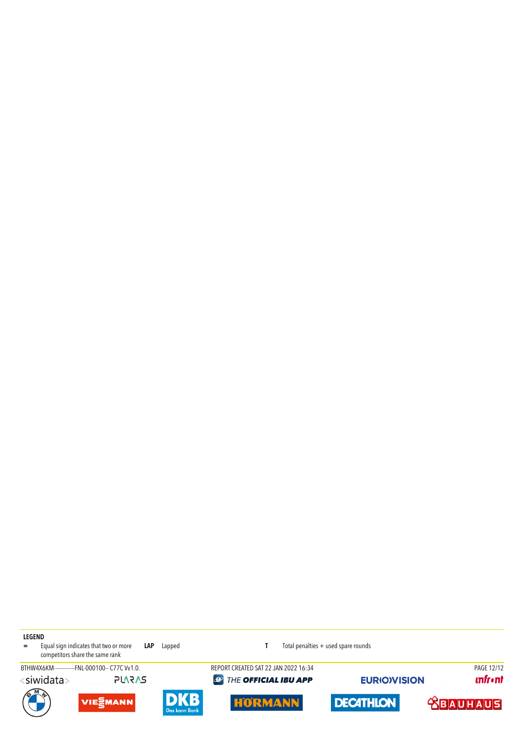**LEGEND**

| | | | | | |
|---|---|---|---|---|---|
| = | Equal sign indicates that two or more competitors share the same rank | LAP | Lapped | T | Total penalties + used spare rounds |

BTHW4X6KM------------FNL-000100-- C77C Vv1.0.

REPORT CREATED SAT 22 JAN 2022 16:34